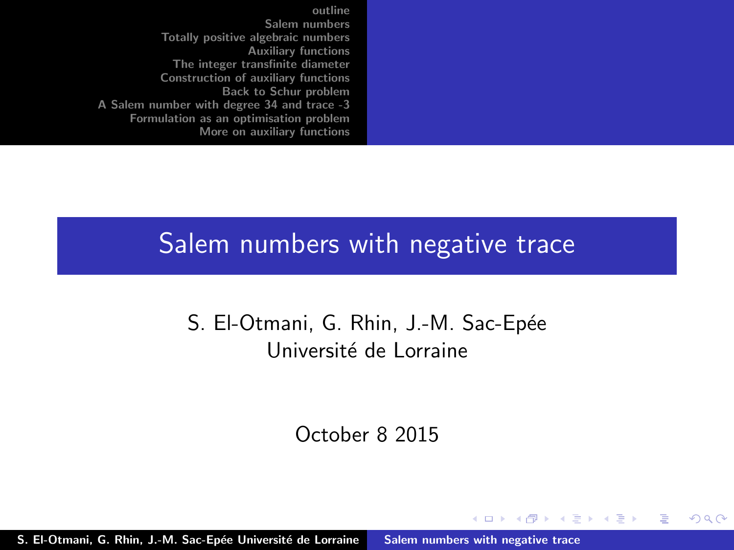# Salem numbers with negative trace

S. El-Otmani, G. Rhin, J.-M. Sac-Epée
Université de Lorraine

October 8 2015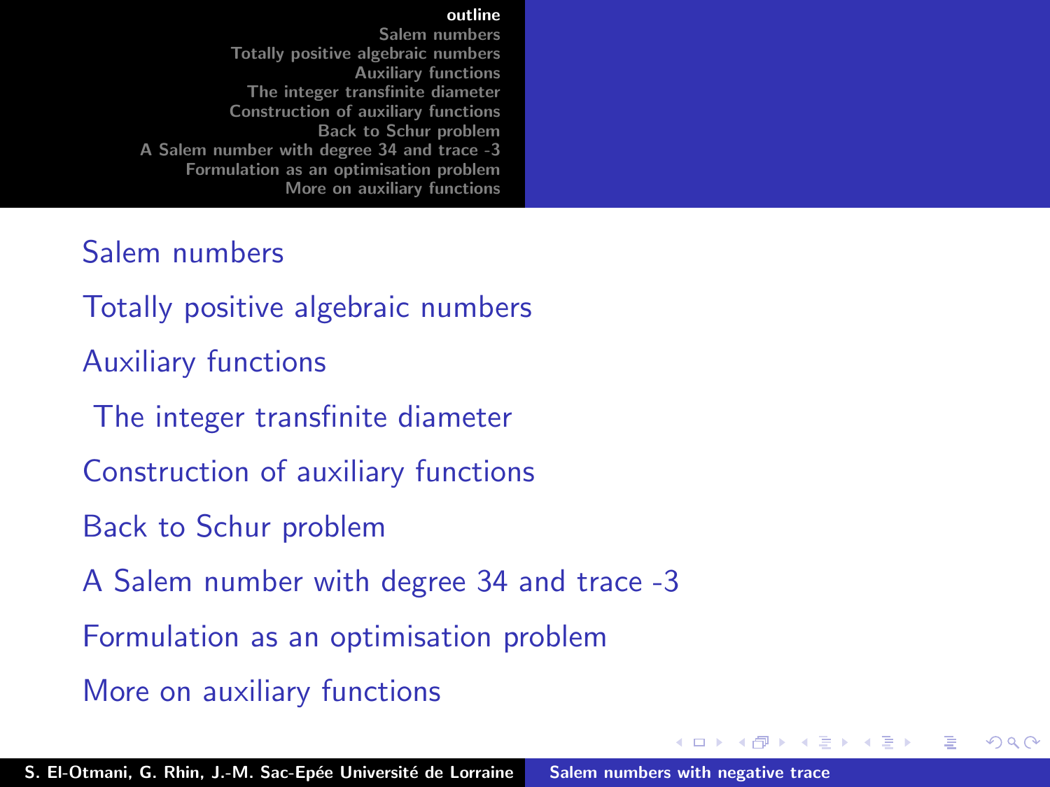Salem numbers

Totally positive algebraic numbers

Auxiliary functions

The integer transfinite diameter

Construction of auxiliary functions

Back to Schur problem

A Salem number with degree 34 and trace -3

Formulation as an optimisation problem

More on auxiliary functions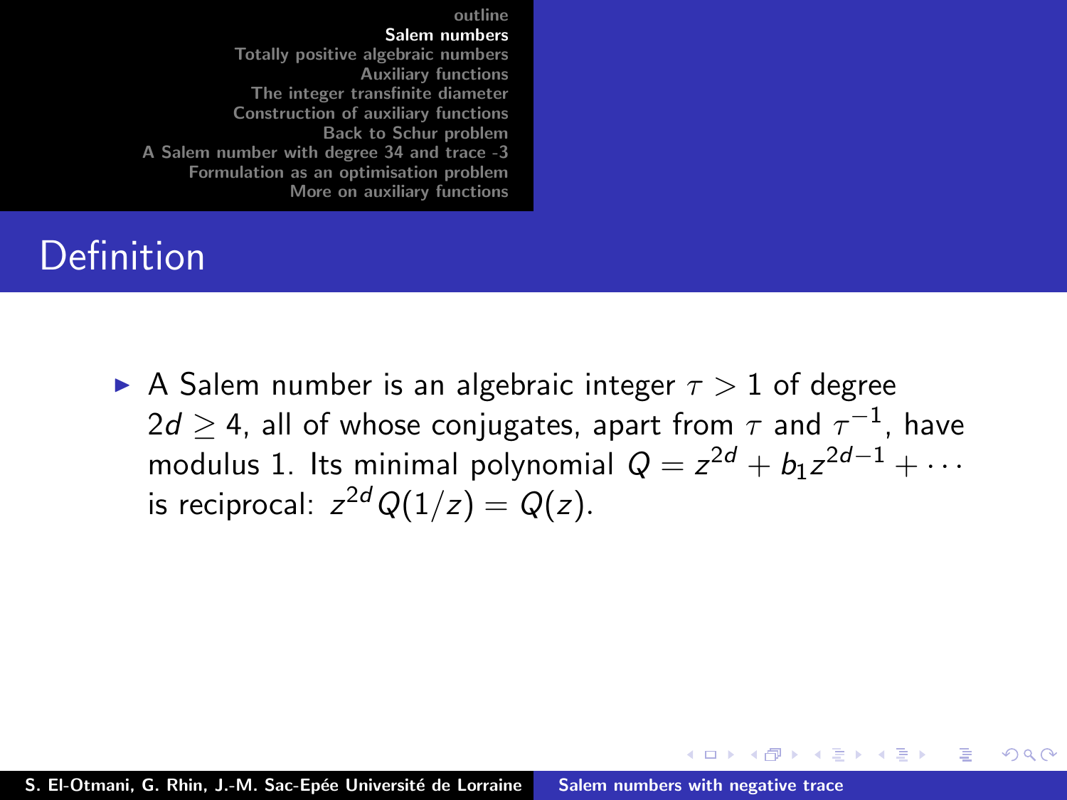# Definition

- A Salem number is an algebraic integer $\tau > 1$ of degree $2d \geq 4$, all of whose conjugates, apart from $\tau$ and $\tau^{-1}$, have modulus 1. Its minimal polynomial $Q = z^{2d} + b_1 z^{2d-1} + \cdots$ is reciprocal: $z^{2d} Q(1/z) = Q(z)$.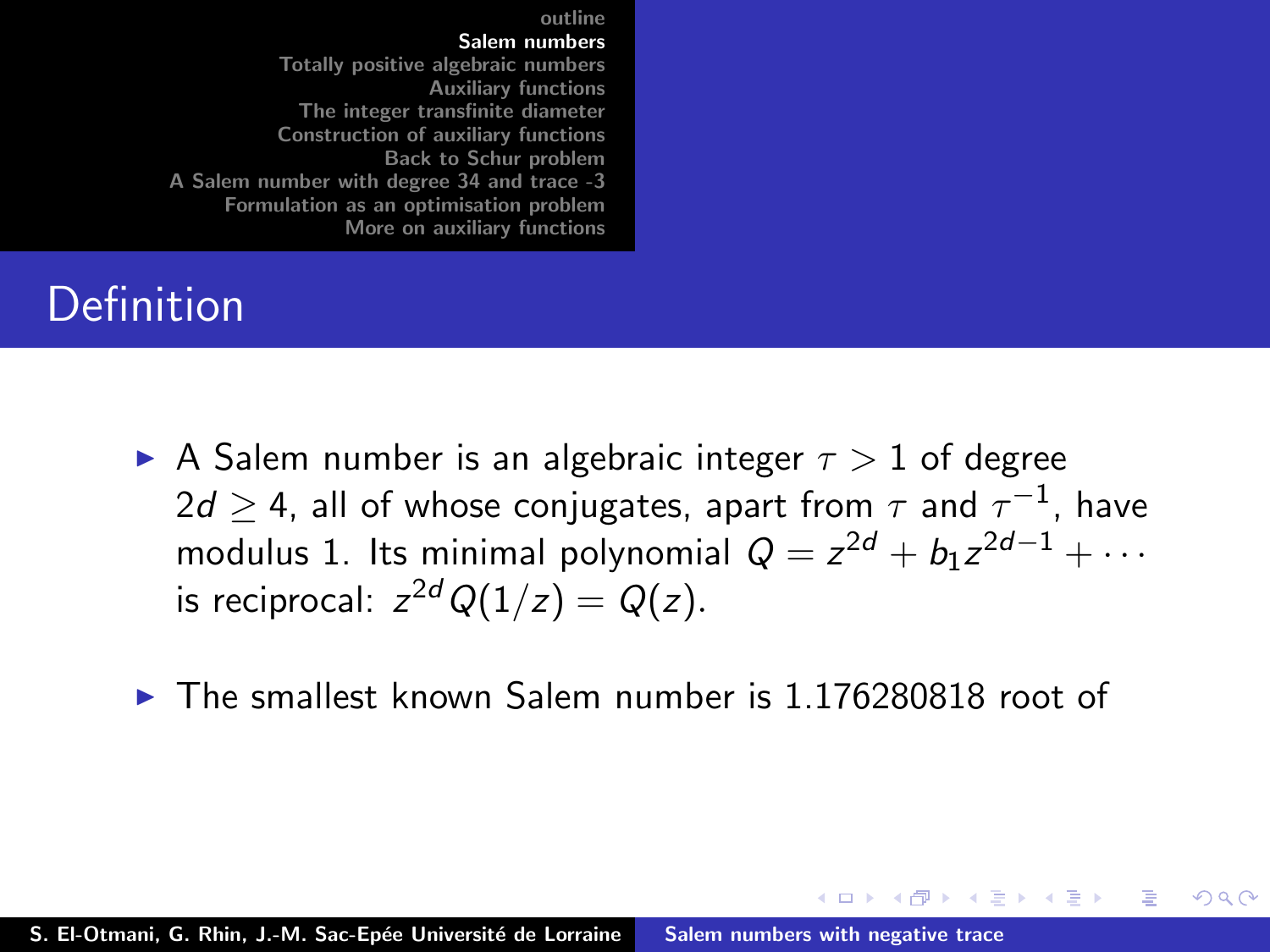## Definition

- A Salem number is an algebraic integer $\tau > 1$ of degree $2d \geq 4$, all of whose conjugates, apart from $\tau$ and $\tau^{-1}$, have modulus 1. Its minimal polynomial $Q = z^{2d} + b_1 z^{2d-1} + \cdots$ is reciprocal: $z^{2d} Q(1/z) = Q(z)$.

- The smallest known Salem number is 1.176280818 root of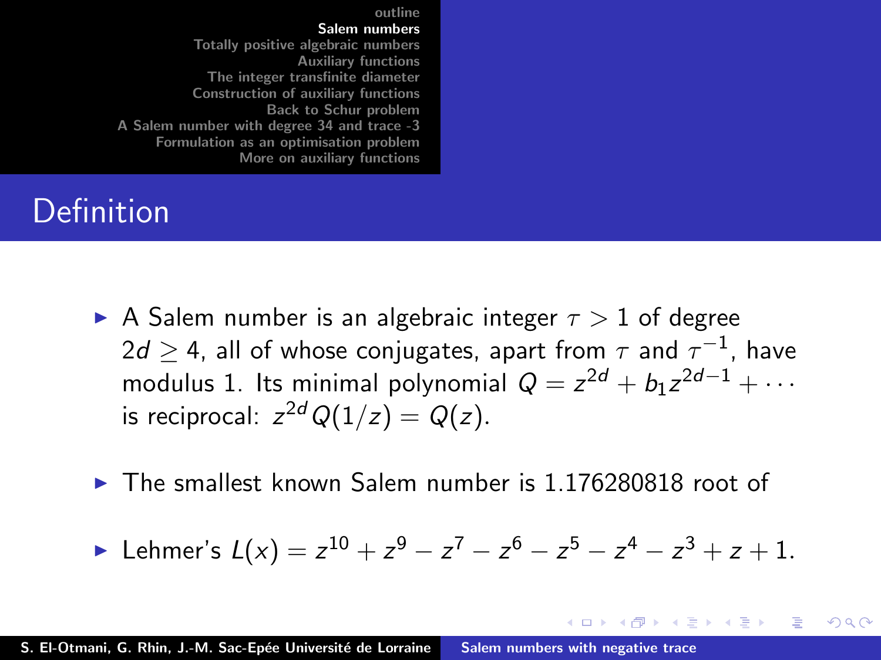## Definition

- A Salem number is an algebraic integer $\tau > 1$ of degree $2d \geq 4$, all of whose conjugates, apart from $\tau$ and $\tau^{-1}$, have modulus 1. Its minimal polynomial $Q = z^{2d} + b_1 z^{2d-1} + \cdots$ is reciprocal: $z^{2d} Q(1/z) = Q(z)$.

- The smallest known Salem number is 1.176280818 root of

- Lehmer's $L(x) = z^{10} + z^9 - z^7 - z^6 - z^5 - z^4 - z^3 + z + 1.$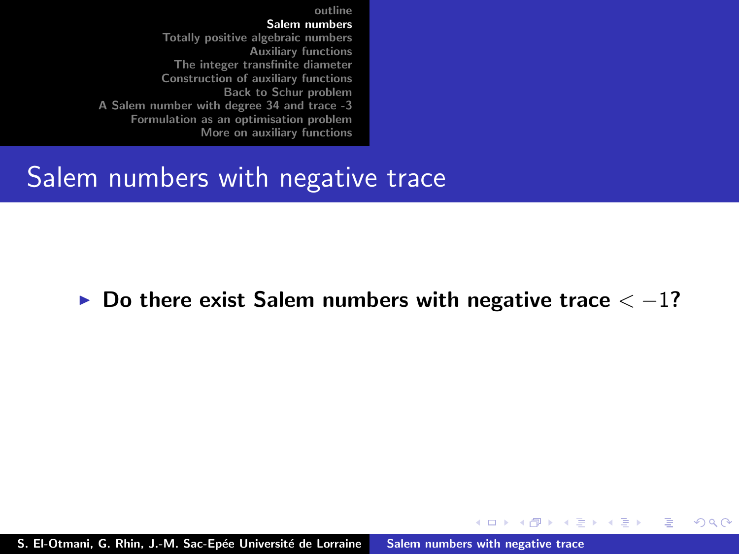# Salem numbers with negative trace

- **Do there exist Salem numbers with negative trace $< -1$?**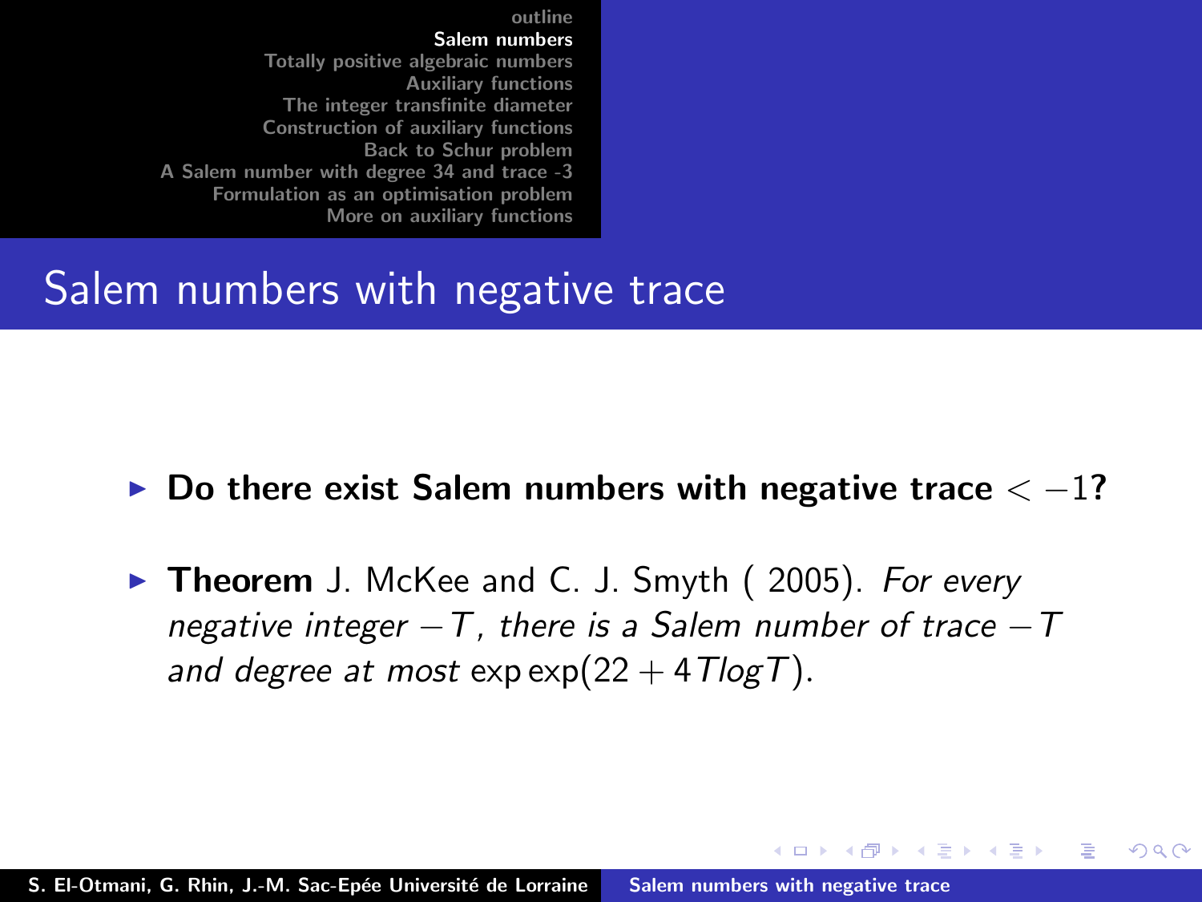## Salem numbers with negative trace

- **Do there exist Salem numbers with negative trace $< -1$?**
- **Theorem** J. McKee and C. J. Smyth ( 2005). *For every negative integer $-T$, there is a Salem number of trace $-T$ and degree at most* $\exp\exp(22 + 4T\log T)$.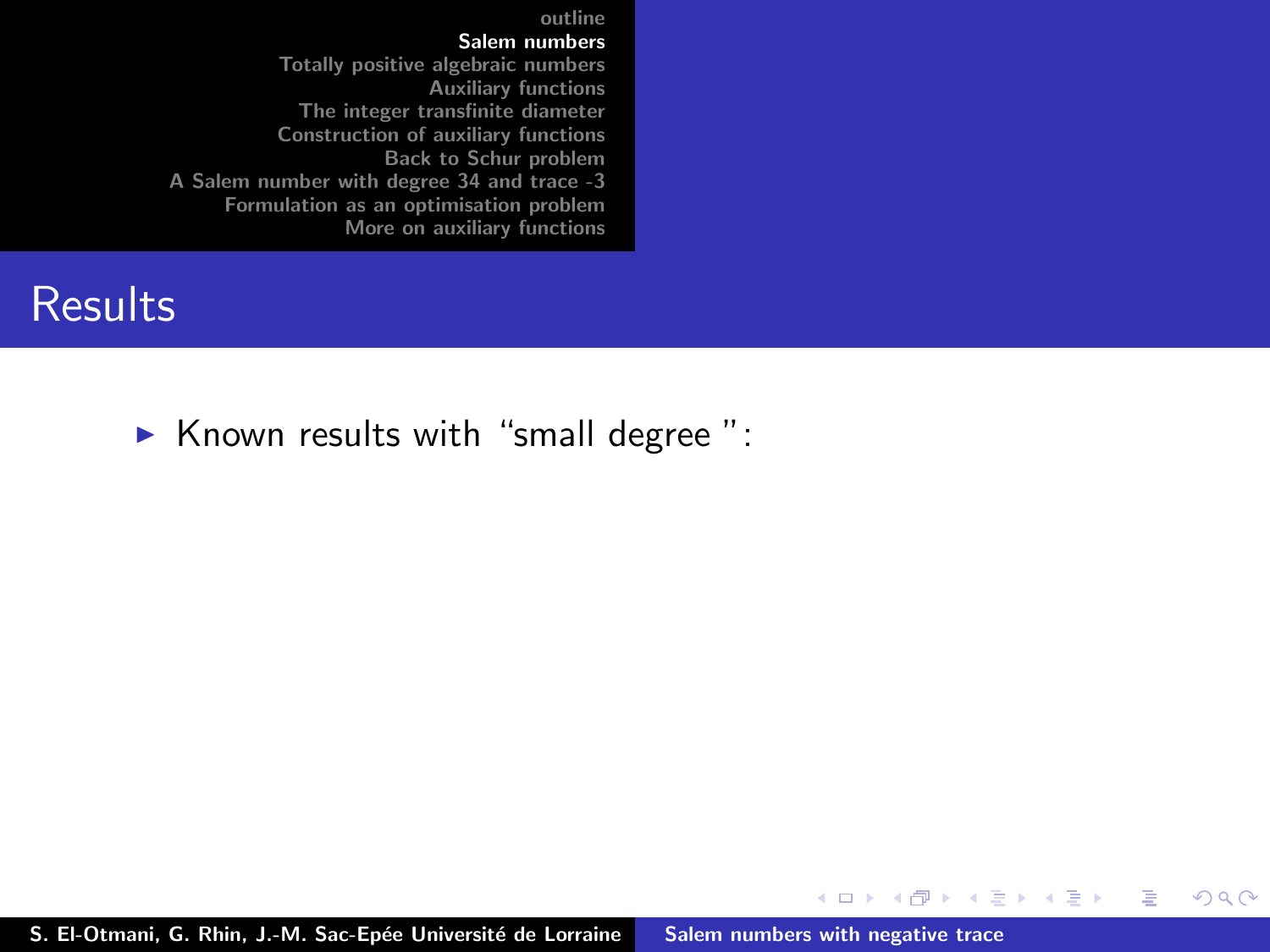# Results

- Known results with “small degree ”: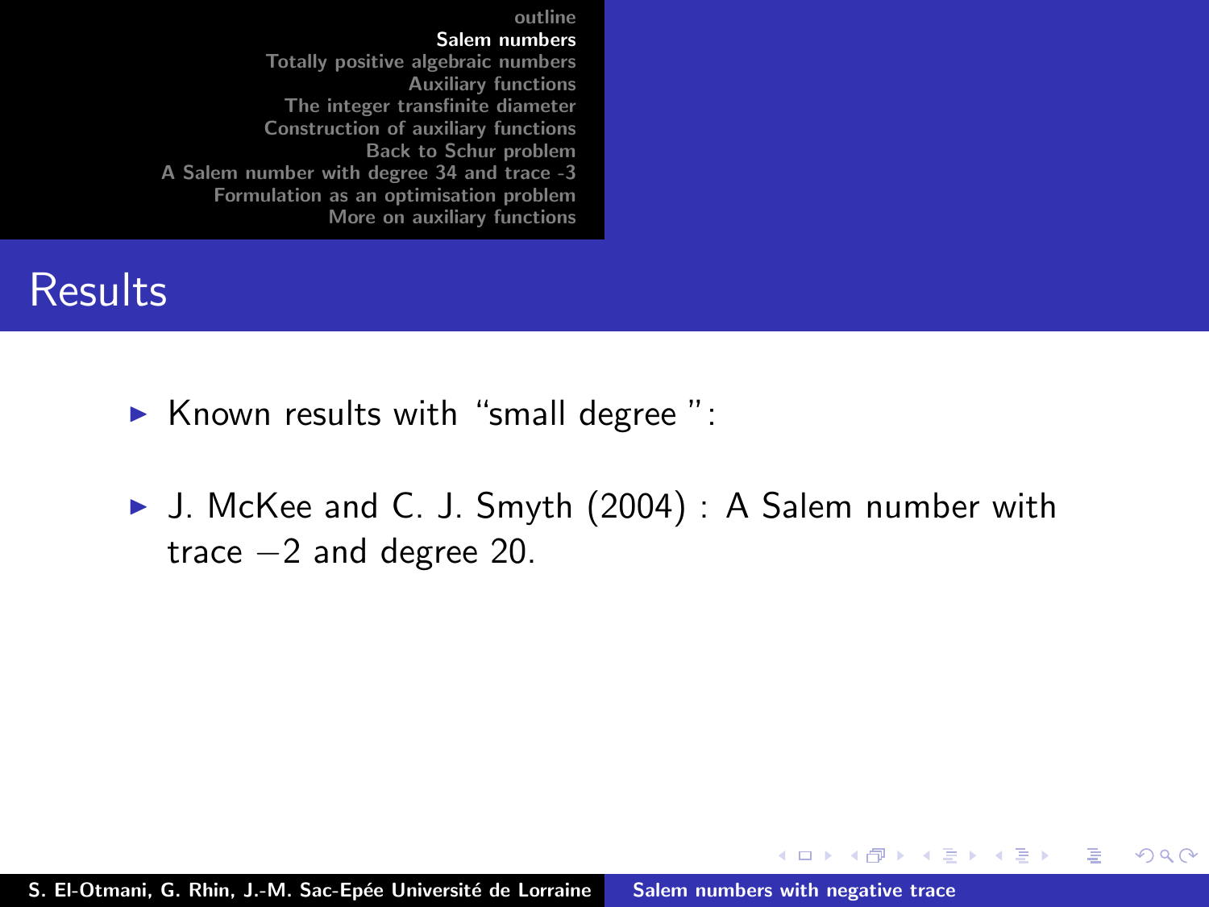# Results

- Known results with “small degree ”:
- J. McKee and C. J. Smyth (2004) : A Salem number with trace $-2$ and degree 20.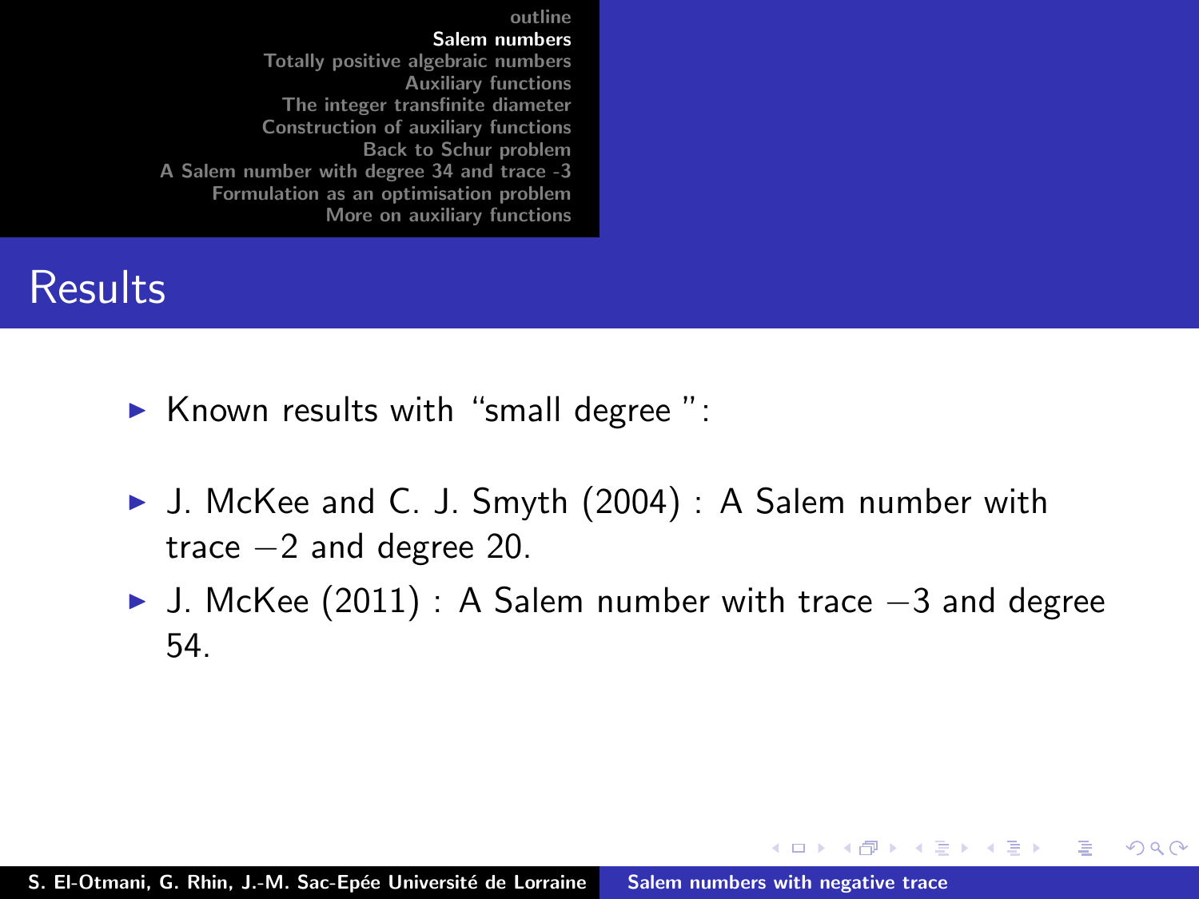## Results

- Known results with "small degree ":
- J. McKee and C. J. Smyth (2004) : A Salem number with trace $-2$ and degree 20.
- J. McKee (2011) : A Salem number with trace $-3$ and degree 54.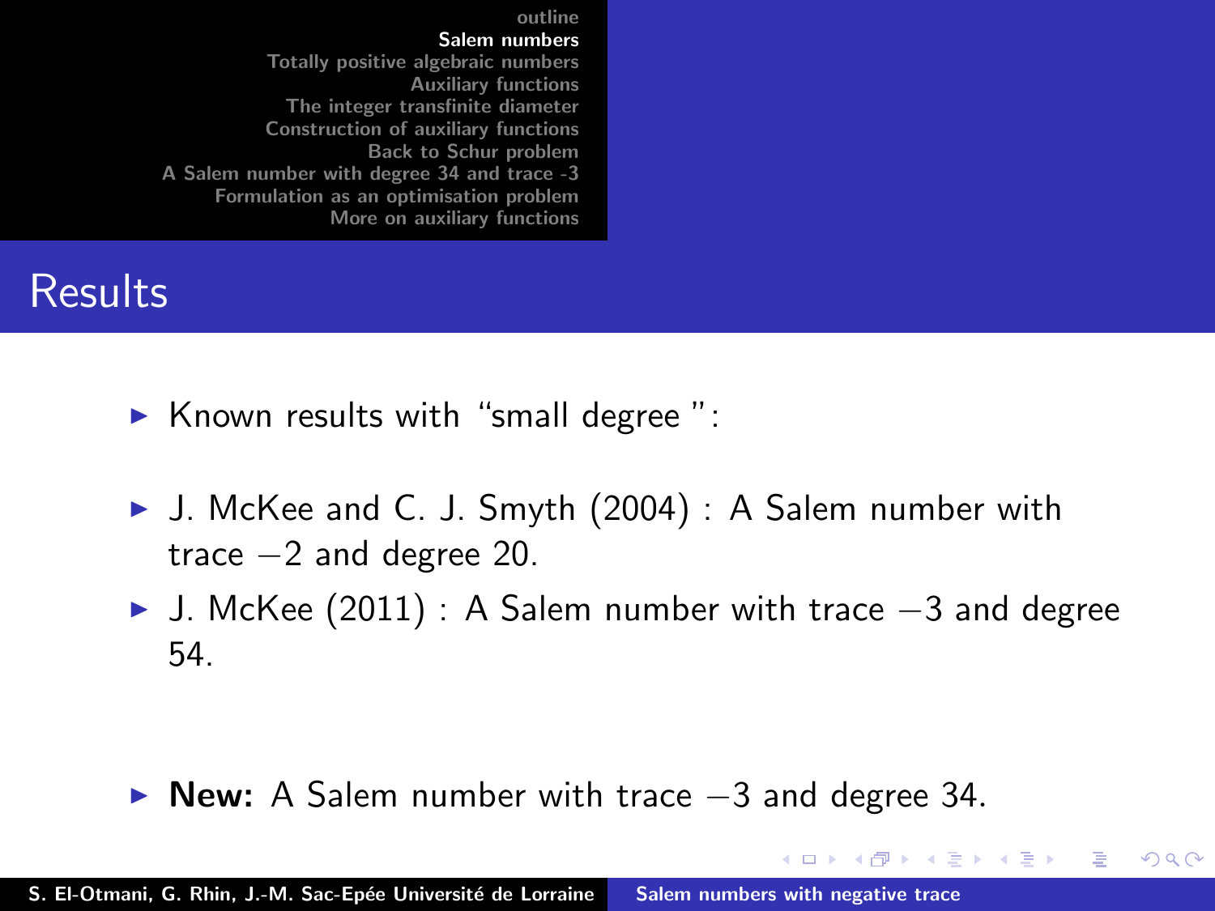## Results

- Known results with “small degree ”:
- J. McKee and C. J. Smyth (2004) : A Salem number with trace $-2$ and degree 20.
- J. McKee (2011) : A Salem number with trace $-3$ and degree 54.
- **New:** A Salem number with trace $-3$ and degree 34.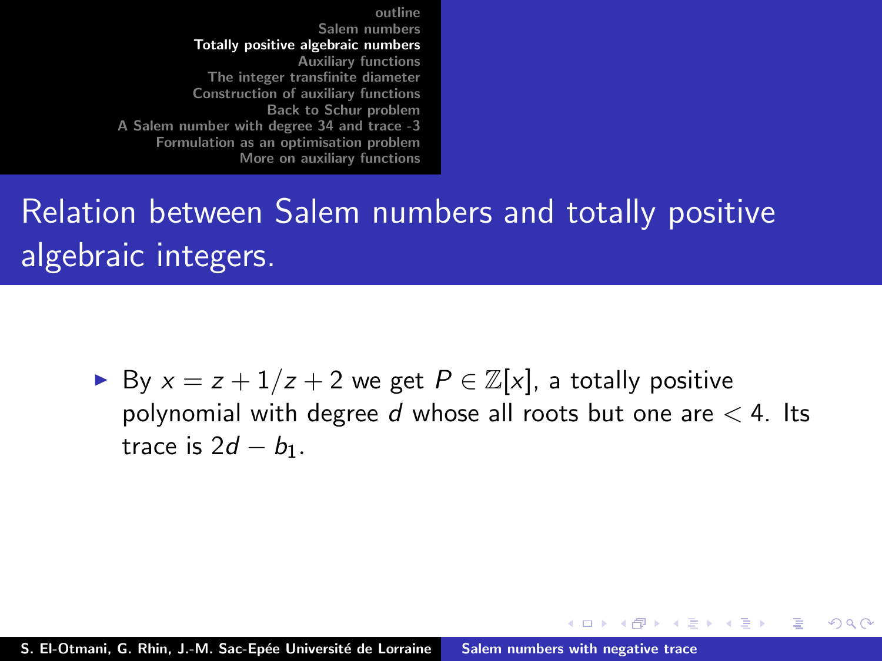## Relation between Salem numbers and totally positive algebraic integers.

- By $x = z + 1/z + 2$ we get $P \in \mathbb{Z}[x]$, a totally positive polynomial with degree $d$ whose all roots but one are $< 4$. Its trace is $2d - b_1$.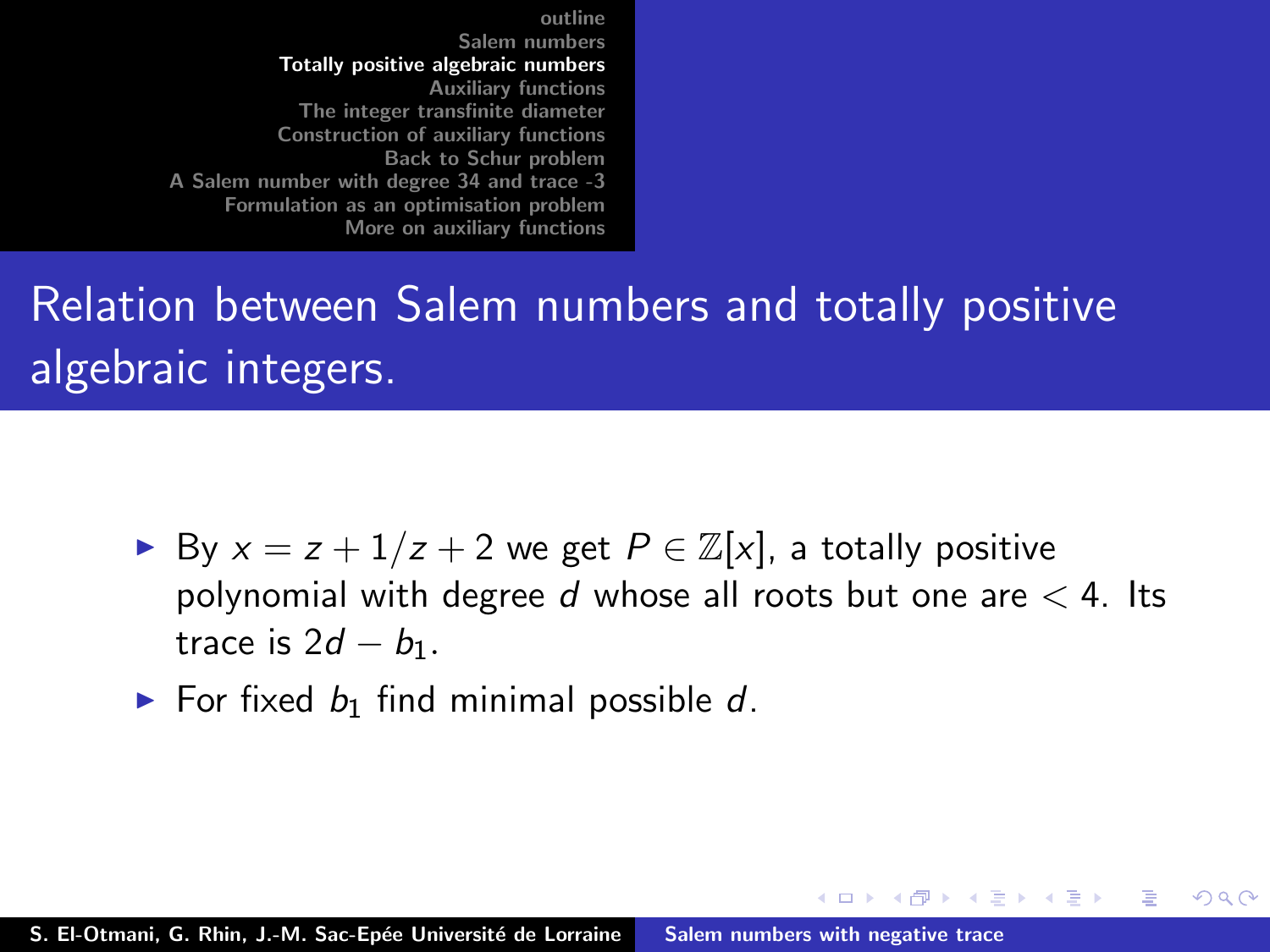## Relation between Salem numbers and totally positive algebraic integers.

- By $x = z + 1/z + 2$ we get $P \in \mathbb{Z}[x]$, a totally positive polynomial with degree $d$ whose all roots but one are $< 4$. Its trace is $2d - b_1$.
- For fixed $b_1$ find minimal possible $d$.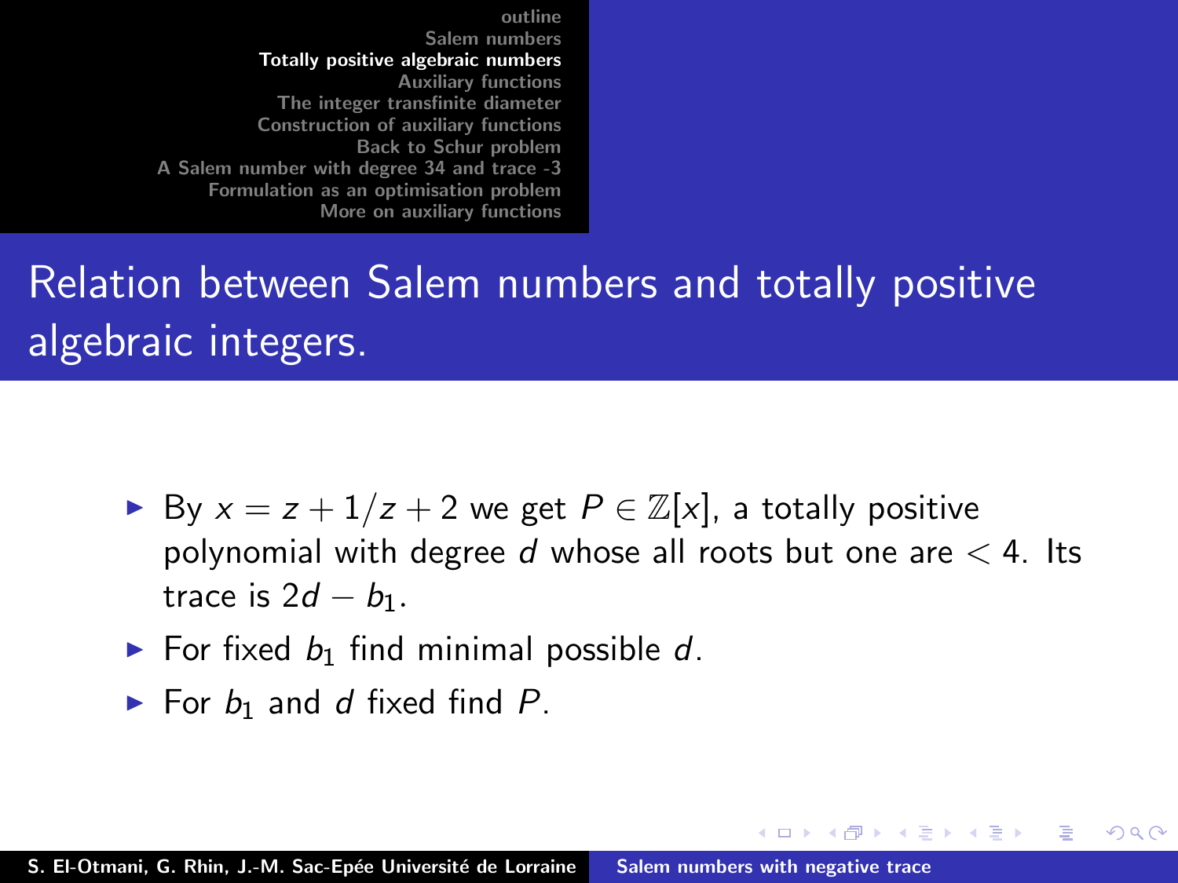## Relation between Salem numbers and totally positive algebraic integers.

- By $x = z + 1/z + 2$ we get $P \in \mathbb{Z}[x]$, a totally positive polynomial with degree $d$ whose all roots but one are $< 4$. Its trace is $2d - b_1$.
- For fixed $b_1$ find minimal possible $d$.
- For $b_1$ and $d$ fixed find $P$.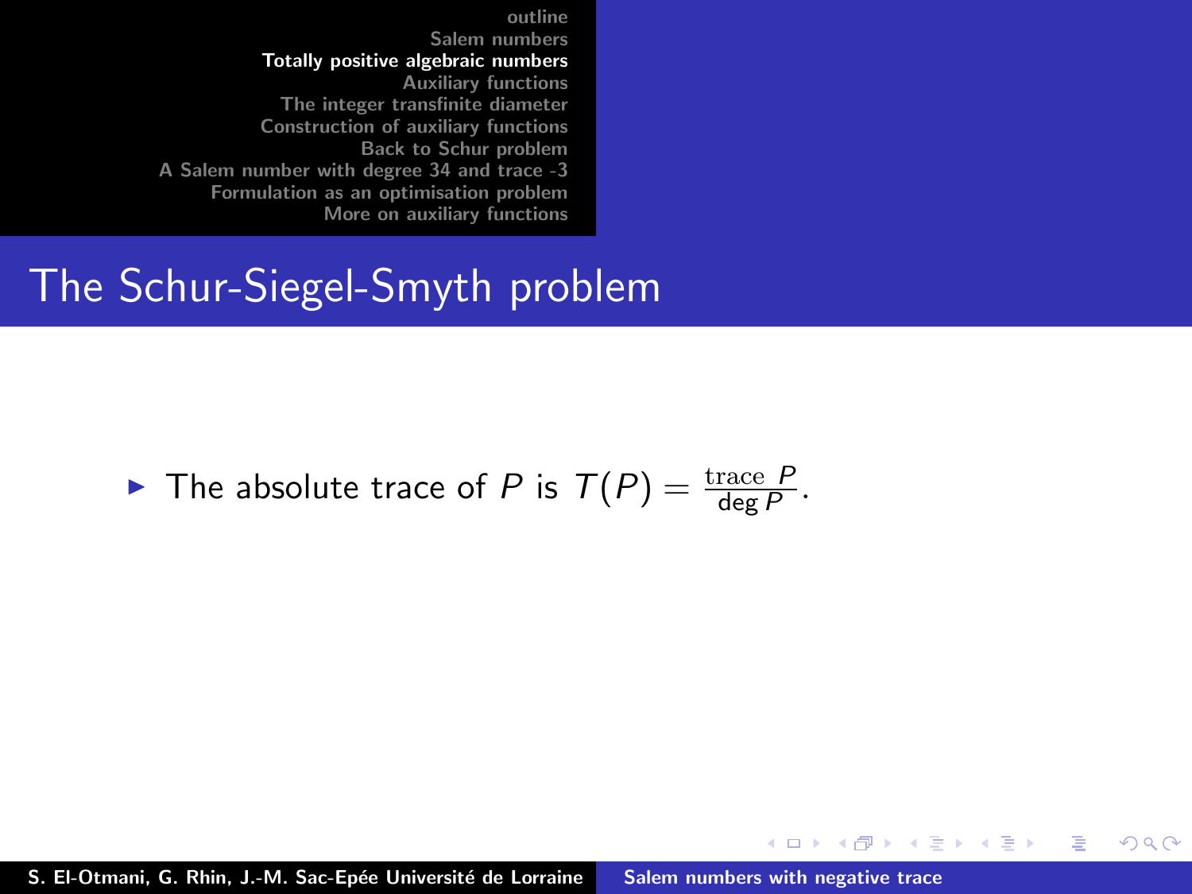## The Schur-Siegel-Smyth problem

- The absolute trace of $P$ is $T(P) = \frac{\text{trace } P}{\deg P}$.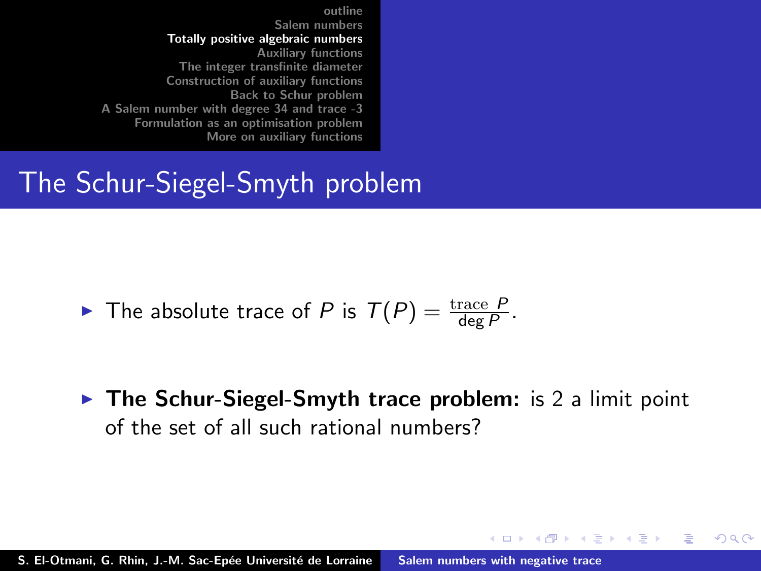# The Schur-Siegel-Smyth problem

- The absolute trace of $P$ is $T(P) = \frac{\text{trace } P}{\deg P}$.

- **The Schur-Siegel-Smyth trace problem:** is 2 a limit point of the set of all such rational numbers?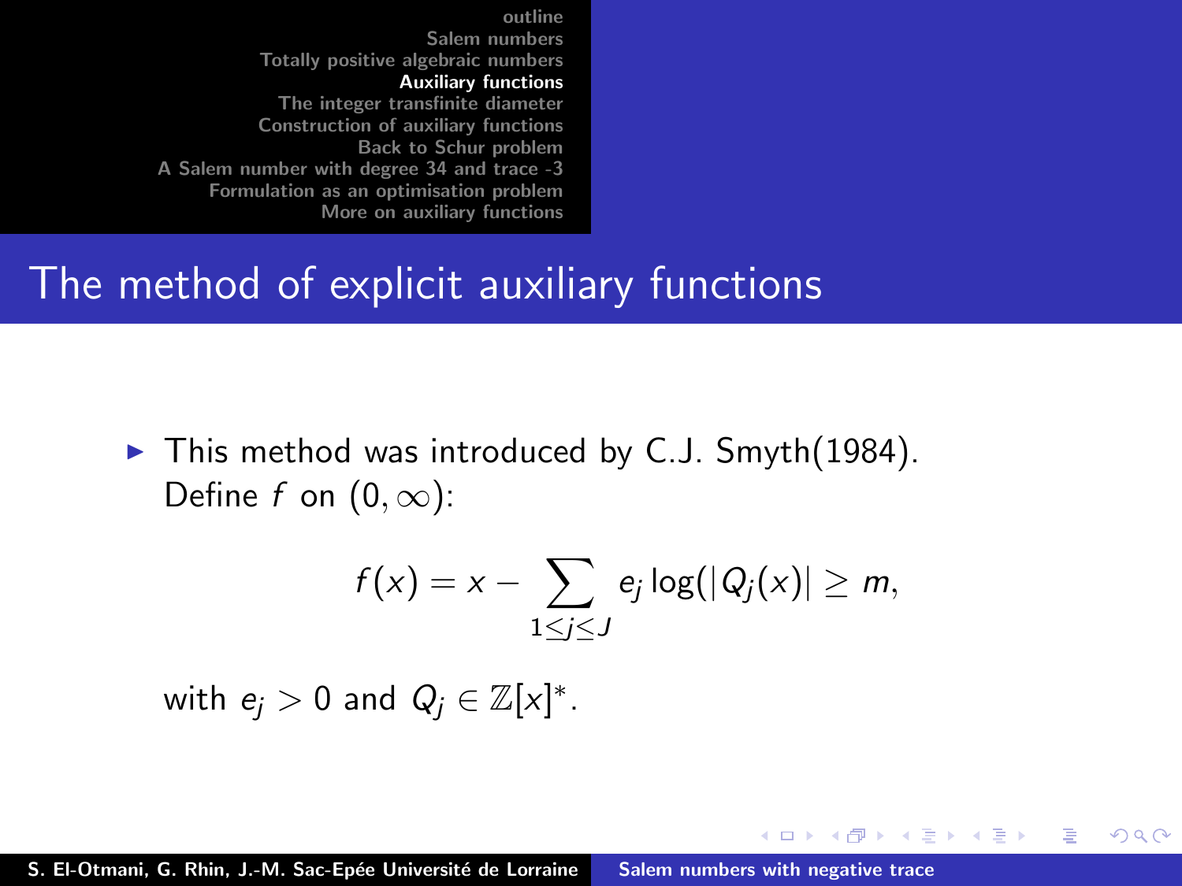# The method of explicit auxiliary functions

- This method was introduced by C.J. Smyth(1984). Define $f$ on $(0, \infty)$:

$$f(x) = x - \sum_{1 \leq j \leq J} e_j \log(|Q_j(x)| \geq m,$$

with $e_j > 0$ and $Q_j \in \mathbb{Z}[x]^*$.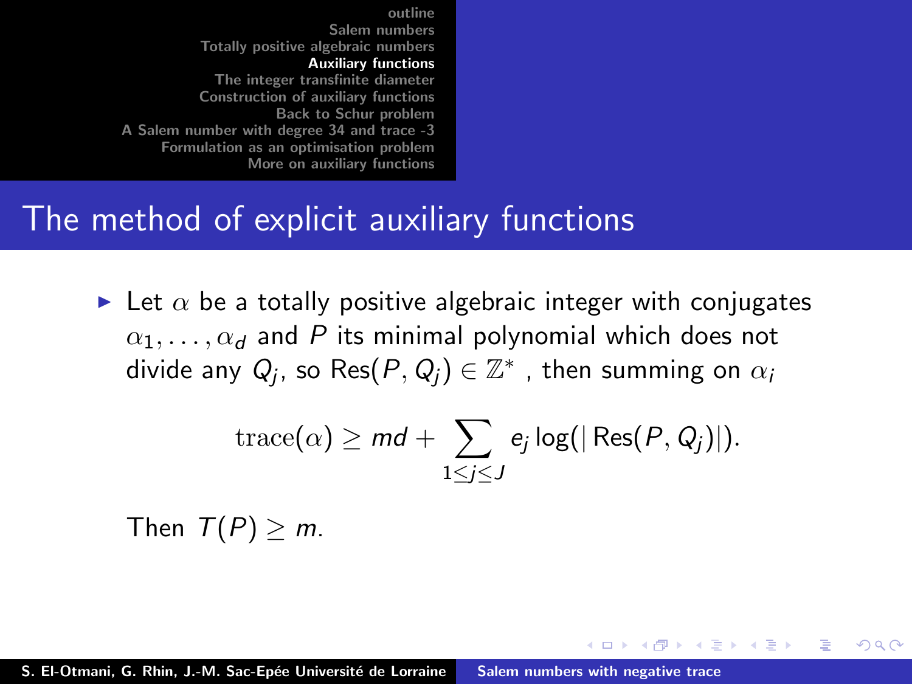## The method of explicit auxiliary functions

- Let $\alpha$ be a totally positive algebraic integer with conjugates $\alpha_1, \ldots, \alpha_d$ and $P$ its minimal polynomial which does not divide any $Q_j$, so $\mathrm{Res}(P, Q_j) \in \mathbb{Z}^*$ , then summing on $\alpha_i$

$$\mathrm{trace}(\alpha) \geq md + \sum_{1 \leq j \leq J} e_j \log(|\mathrm{Res}(P, Q_j)|).$$

Then $T(P) \geq m$.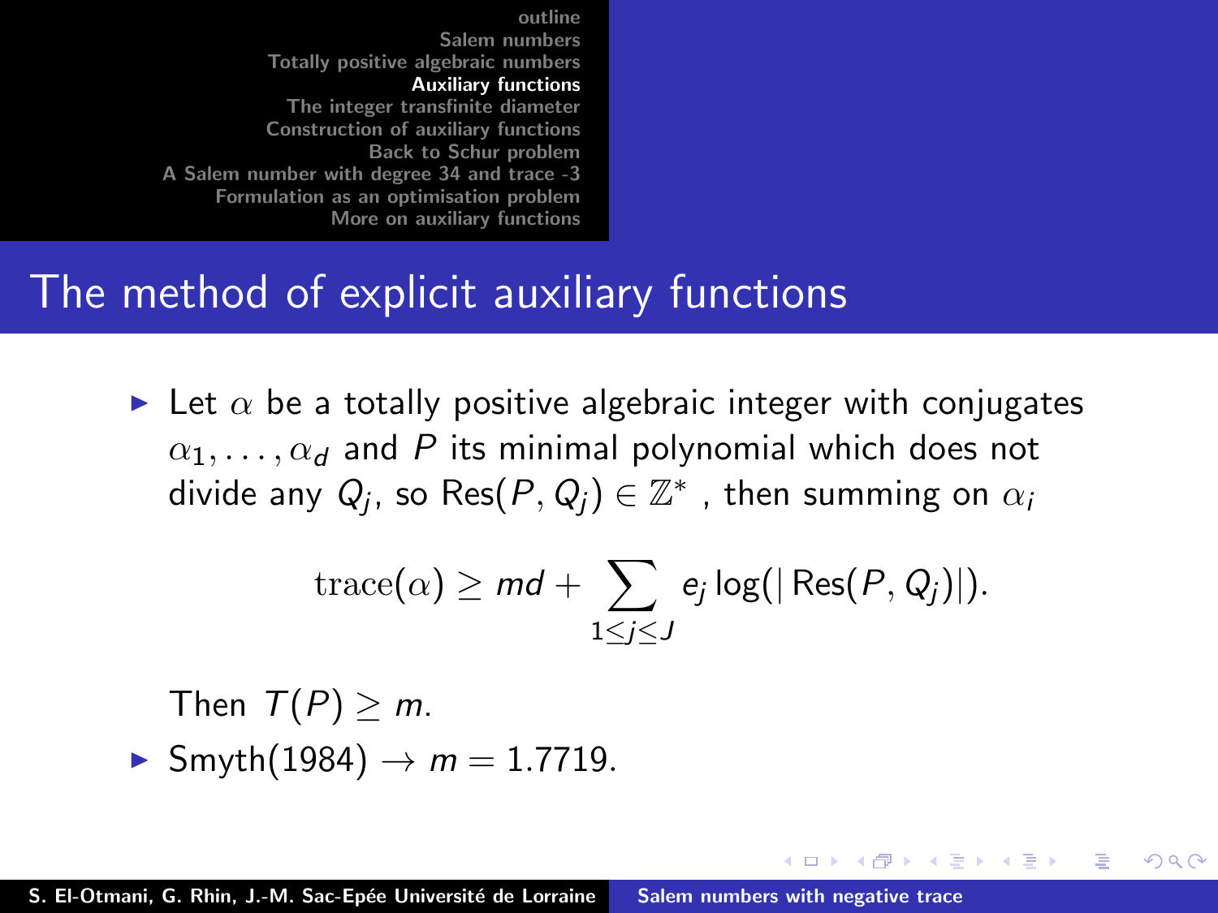# The method of explicit auxiliary functions

- Let $\alpha$ be a totally positive algebraic integer with conjugates $\alpha_1, \ldots, \alpha_d$ and $P$ its minimal polynomial which does not divide any $Q_j$, so $\text{Res}(P, Q_j) \in \mathbb{Z}^*$ , then summing on $\alpha_i$

$$\text{trace}(\alpha) \geq md + \sum_{1 \leq j \leq J} e_j \log(|\,\text{Res}(P, Q_j)|).$$

  Then $T(P) \geq m$.

- Smyth(1984) $\rightarrow m = 1.7719$.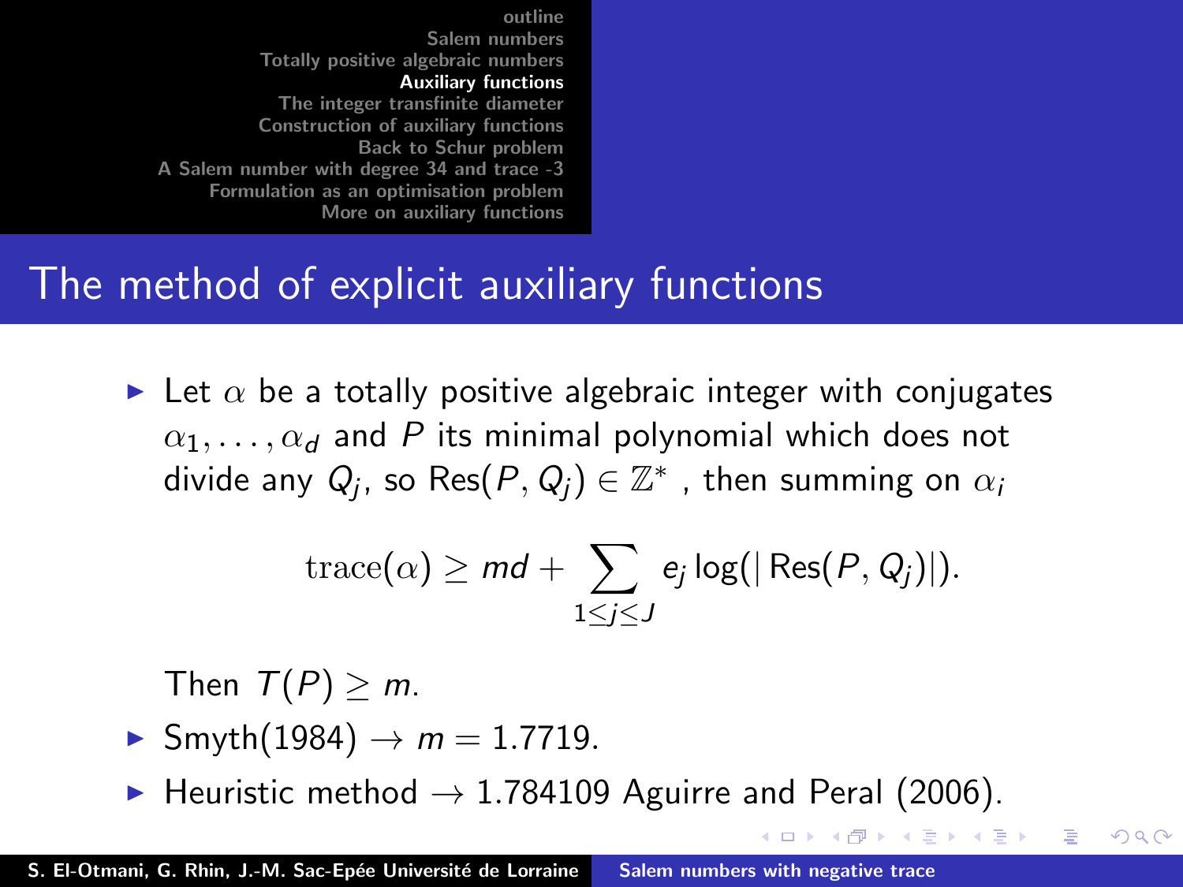# The method of explicit auxiliary functions

- Let $\alpha$ be a totally positive algebraic integer with conjugates $\alpha_1, \ldots, \alpha_d$ and $P$ its minimal polynomial which does not divide any $Q_j$, so $\mathrm{Res}(P, Q_j) \in \mathbb{Z}^*$ , then summing on $\alpha_i$

$$\mathrm{trace}(\alpha) \geq md + \sum_{1 \leq j \leq J} e_j \log(|\,\mathrm{Res}(P, Q_j)|).$$

  Then $T(P) \geq m$.

- Smyth(1984) $\rightarrow m = 1.7719$.
- Heuristic method $\rightarrow$ 1.784109 Aguirre and Peral (2006).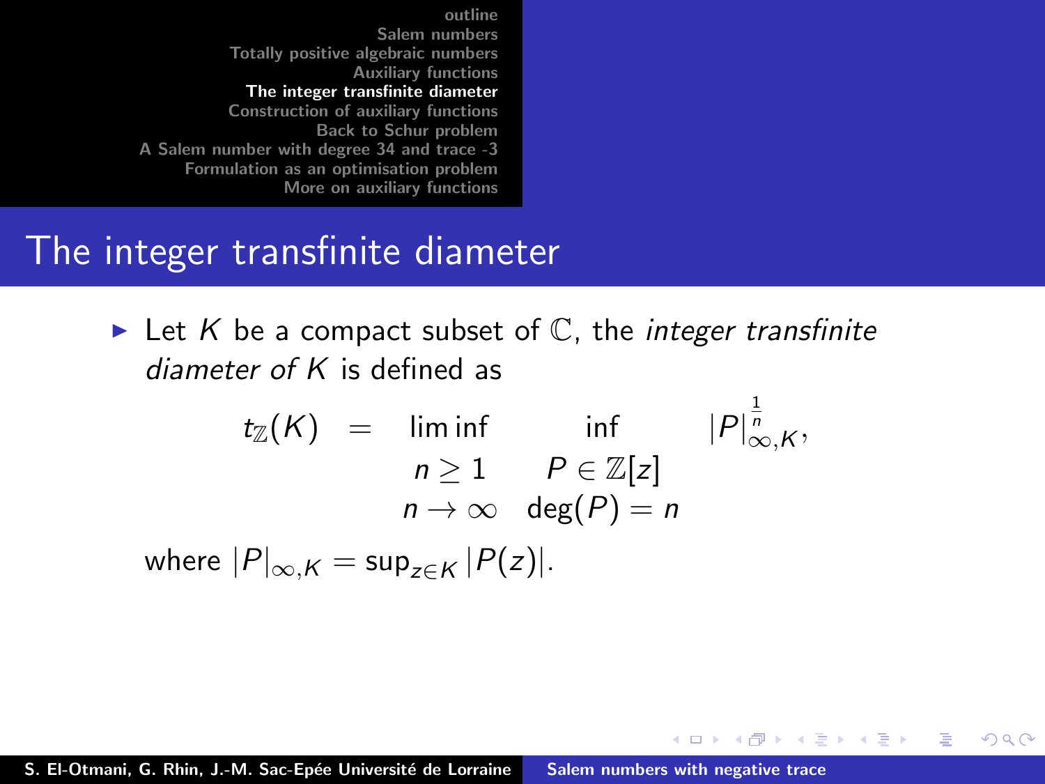## The integer transfinite diameter

- Let $K$ be a compact subset of $\mathbb{C}$, the *integer transfinite diameter of $K$* is defined as

$$t_{\mathbb{Z}}(K) = \liminf_{\substack{n \geq 1 \\ n \to \infty}} \inf_{\substack{P \in \mathbb{Z}[z] \\ \deg(P) = n}} |P|_{\infty,K}^{\frac{1}{n}},$$

where $|P|_{\infty,K} = \sup_{z \in K} |P(z)|$.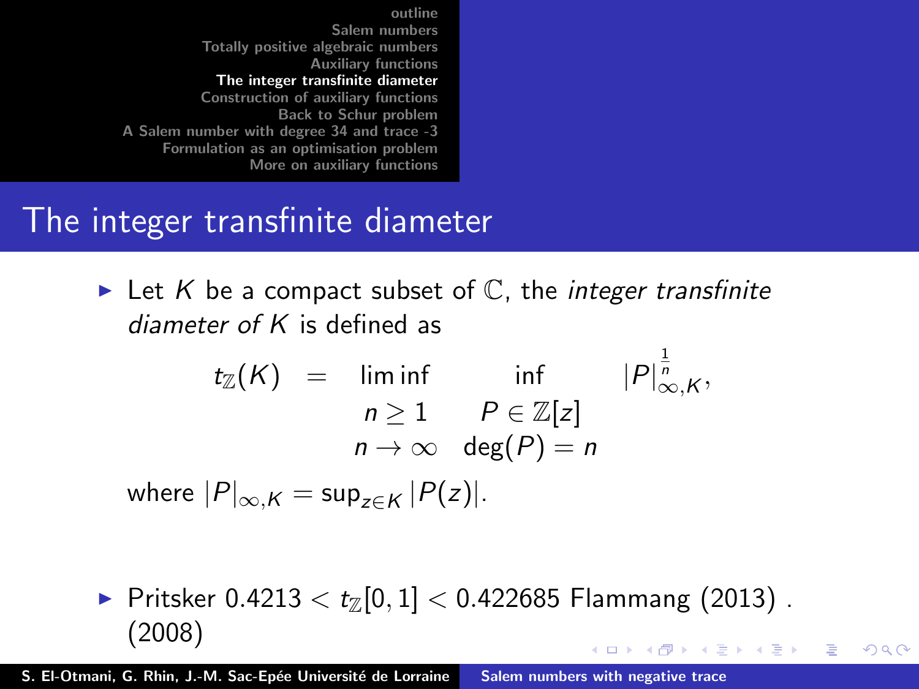# The integer transfinite diameter

- Let $K$ be a compact subset of $\mathbb{C}$, the *integer transfinite diameter of $K$* is defined as

$$t_{\mathbb{Z}}(K) = \liminf_{\substack{n \geq 1 \\ n \to \infty}} \inf_{\substack{P \in \mathbb{Z}[z] \\ \deg(P) = n}} |P|_{\infty,K}^{\frac{1}{n}},$$

  where $|P|_{\infty,K} = \sup_{z \in K} |P(z)|$.

- Pritsker $0.4213 < t_{\mathbb{Z}}[0,1] < 0.422685$ Flammang (2013) . (2008)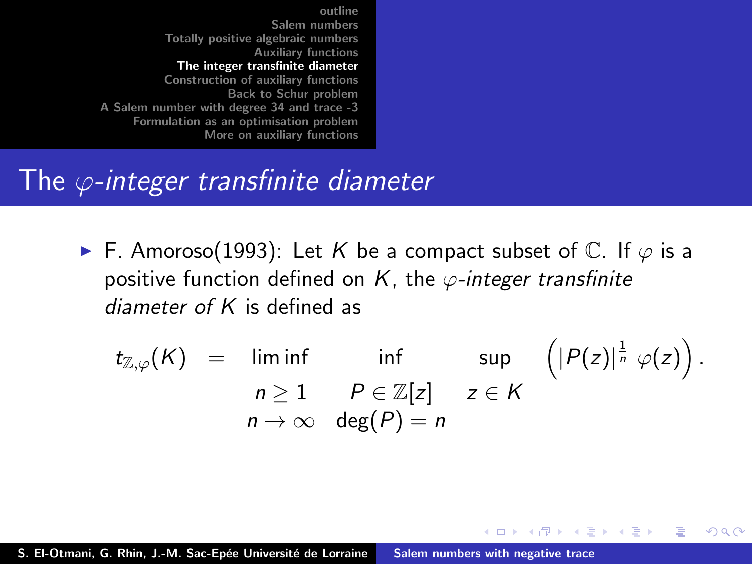## The $\varphi$-*integer transfinite diameter*

- F. Amoroso(1993): Let $K$ be a compact subset of $\mathbb{C}$. If $\varphi$ is a positive function defined on $K$, the $\varphi$-*integer transfinite diameter of* $K$ is defined as

$$
t_{\mathbb{Z},\varphi}(K) = \liminf_{\substack{n \geq 1 \\ n \to \infty}} \inf_{\substack{P \in \mathbb{Z}[z] \\ \deg(P) = n}} \sup_{z \in K} \left( |P(z)|^{\frac{1}{n}} \varphi(z) \right).
$$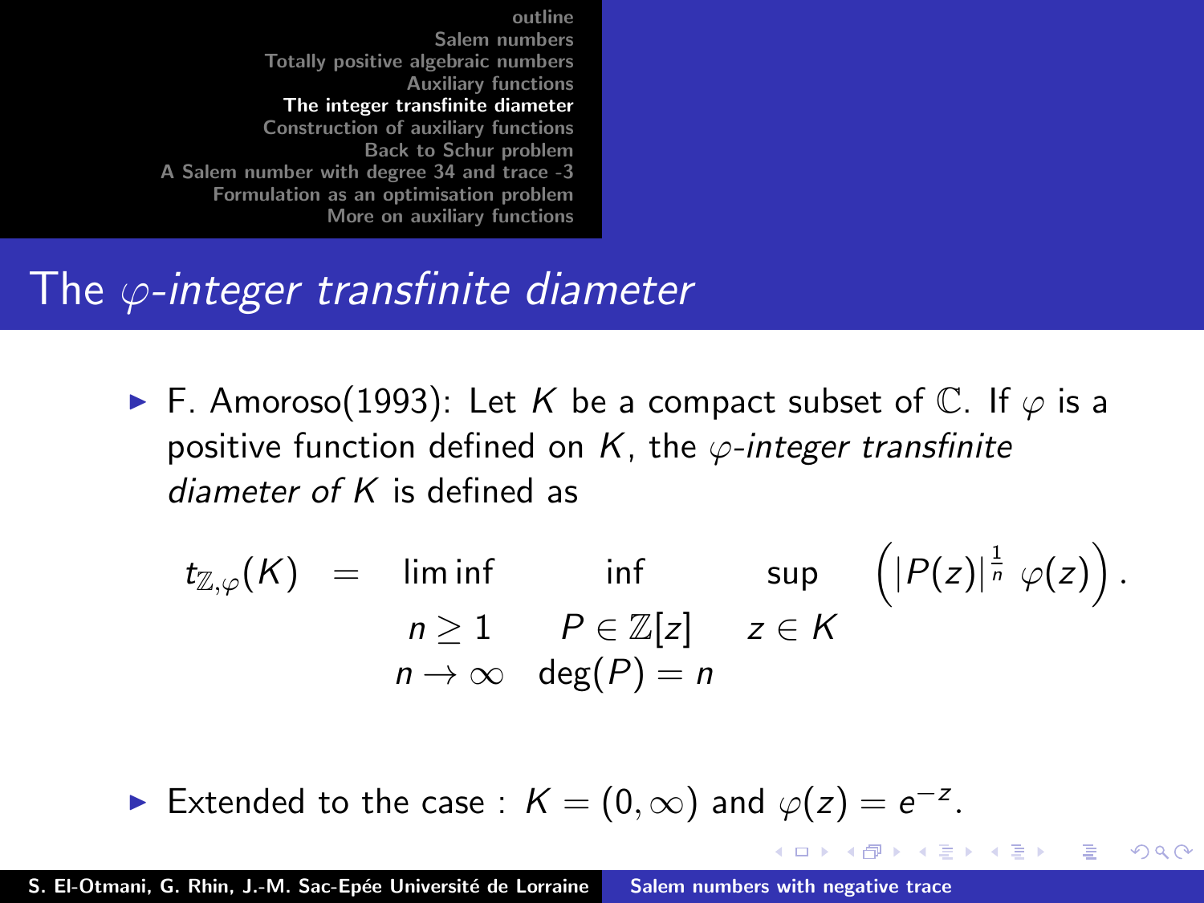# The $\varphi$-*integer transfinite diameter*

- F. Amoroso(1993): Let $K$ be a compact subset of $\mathbb{C}$. If $\varphi$ is a positive function defined on $K$, the $\varphi$-*integer transfinite diameter of* $K$ is defined as

$$t_{\mathbb{Z},\varphi}(K) = \liminf_{\substack{n \geq 1 \\ n \to \infty}} \inf_{\substack{P \in \mathbb{Z}[z] \\ \deg(P) = n}} \sup_{z \in K} \left( |P(z)|^{\frac{1}{n}} \varphi(z) \right).$$

- Extended to the case : $K = (0, \infty)$ and $\varphi(z) = e^{-z}$.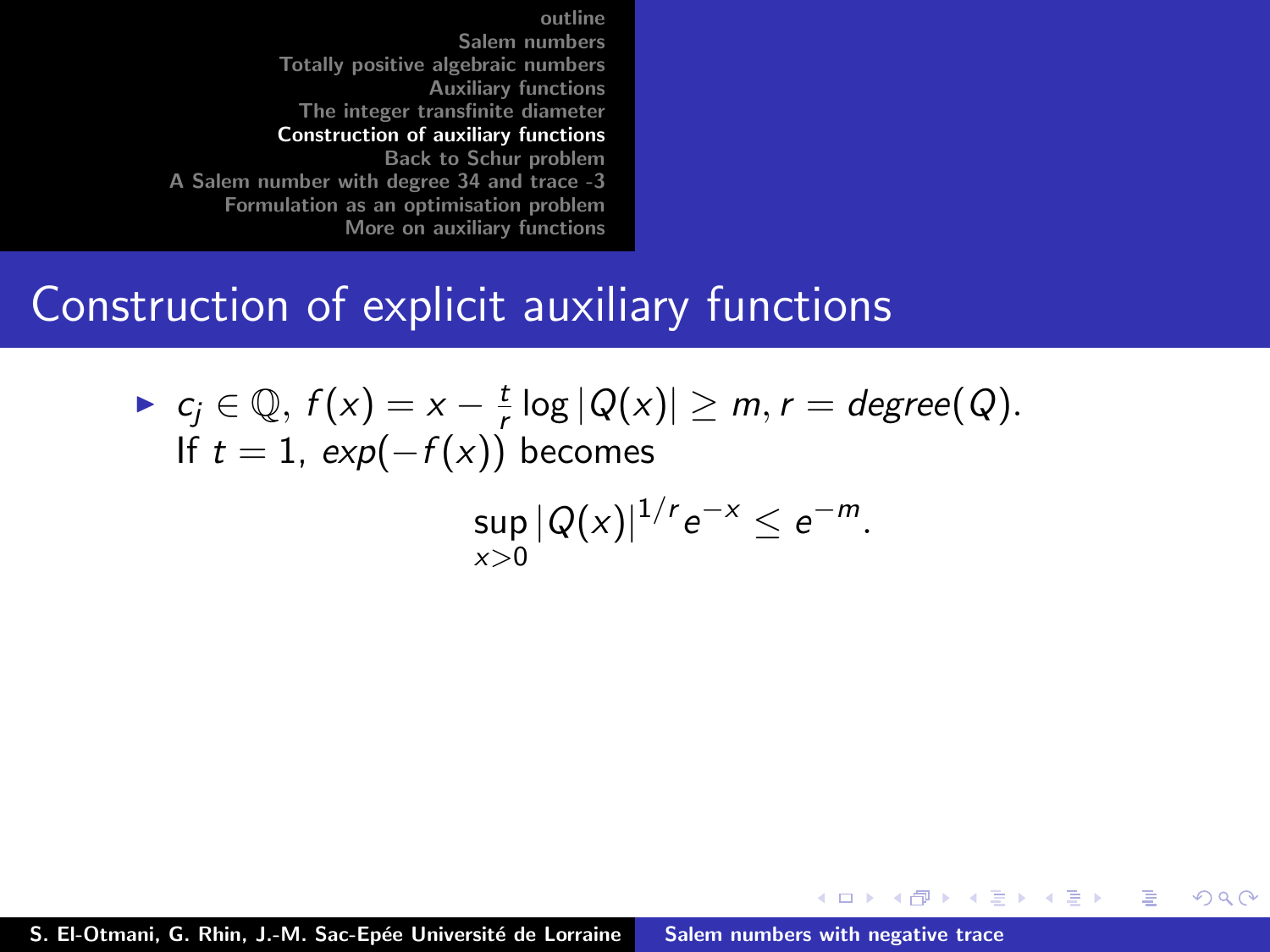# Construction of explicit auxiliary functions

- $c_j \in \mathbb{Q}$, $f(x) = x - \frac{t}{r} \log |Q(x)| \geq m, r = degree(Q)$.
  If $t = 1$, $exp(-f(x))$ becomes

$$\sup_{x>0} |Q(x)|^{1/r} e^{-x} \leq e^{-m}.$$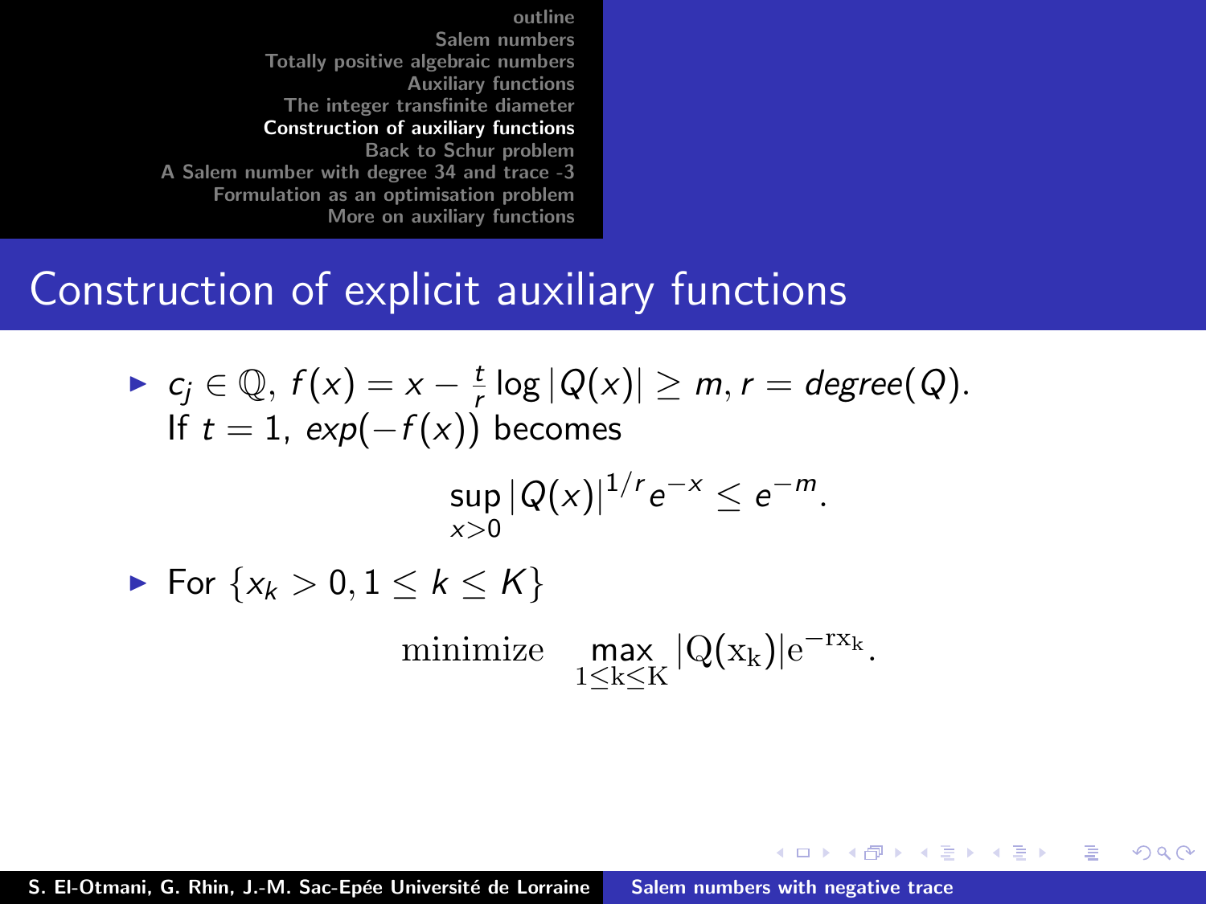# Construction of explicit auxiliary functions

- $c_j \in \mathbb{Q}$, $f(x) = x - \frac{t}{r} \log |Q(x)| \geq m, r = degree(Q)$. If $t = 1$, $exp(-f(x))$ becomes

$$\sup_{x>0} |Q(x)|^{1/r} e^{-x} \leq e^{-m}.$$

- For $\{x_k > 0, 1 \leq k \leq K\}$

$$\text{minimize} \quad \max_{1 \leq k \leq K} |Q(x_k)| e^{-r x_k}.$$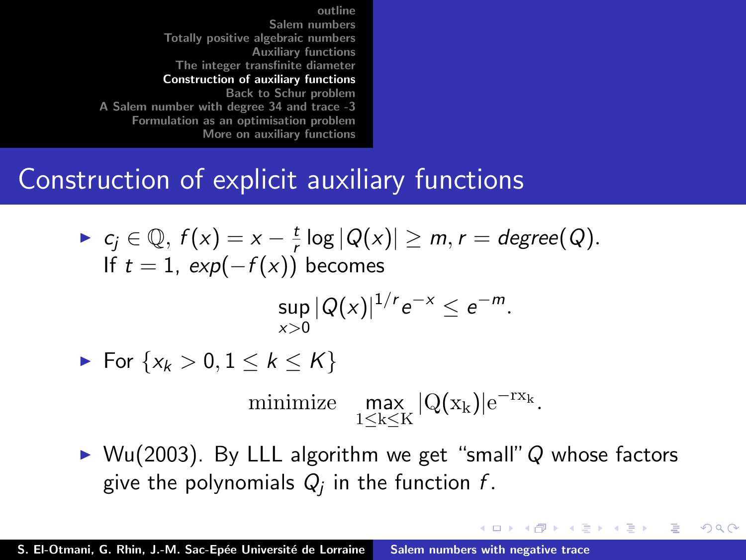# Construction of explicit auxiliary functions

- $c_j \in \mathbb{Q}$, $f(x) = x - \frac{t}{r} \log|Q(x)| \geq m, r = degree(Q)$. If $t = 1$, $exp(-f(x))$ becomes

$$\sup_{x>0} |Q(x)|^{1/r} e^{-x} \leq e^{-m}.$$

- For $\{x_k > 0, 1 \leq k \leq K\}$

$$\mathrm{minimize} \quad \max_{1 \leq k \leq K} |Q(x_k)| e^{-r x_k}.$$

- Wu(2003). By LLL algorithm we get "small" $Q$ whose factors give the polynomials $Q_j$ in the function $f$.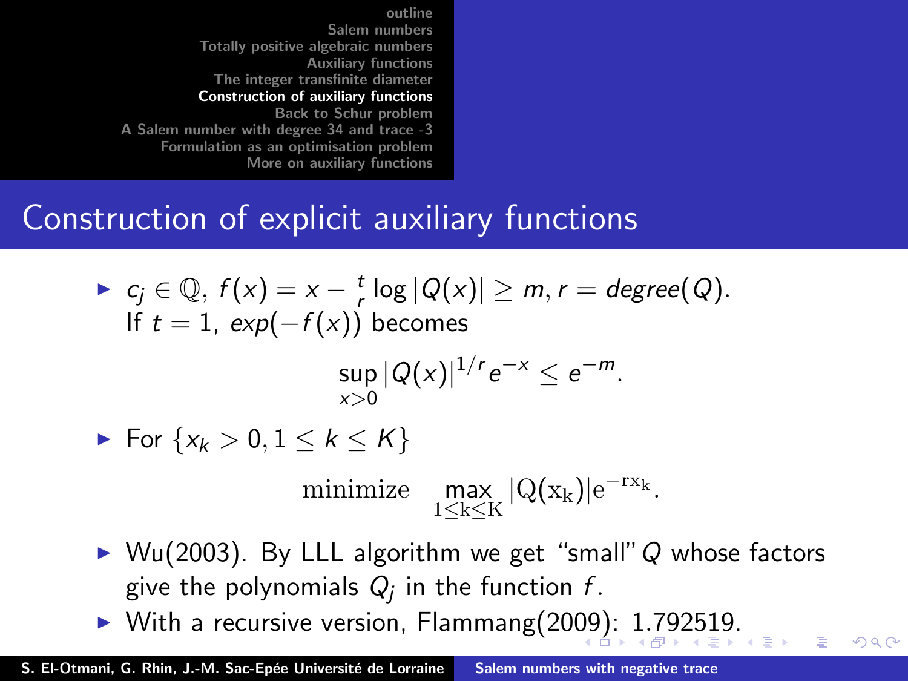# Construction of explicit auxiliary functions

- $c_j \in \mathbb{Q}$, $f(x) = x - \frac{t}{r} \log |Q(x)| \geq m, r = degree(Q)$.
  If $t = 1$, $exp(-f(x))$ becomes

$$\sup_{x>0} |Q(x)|^{1/r} e^{-x} \leq e^{-m}.$$

- For $\{x_k > 0, 1 \leq k \leq K\}$

$$\text{minimize} \quad \max_{1 \leq k \leq K} |Q(x_k)| e^{-r x_k}.$$

- Wu(2003). By LLL algorithm we get "small" $Q$ whose factors give the polynomials $Q_j$ in the function $f$.
- With a recursive version, Flammang(2009): 1.792519.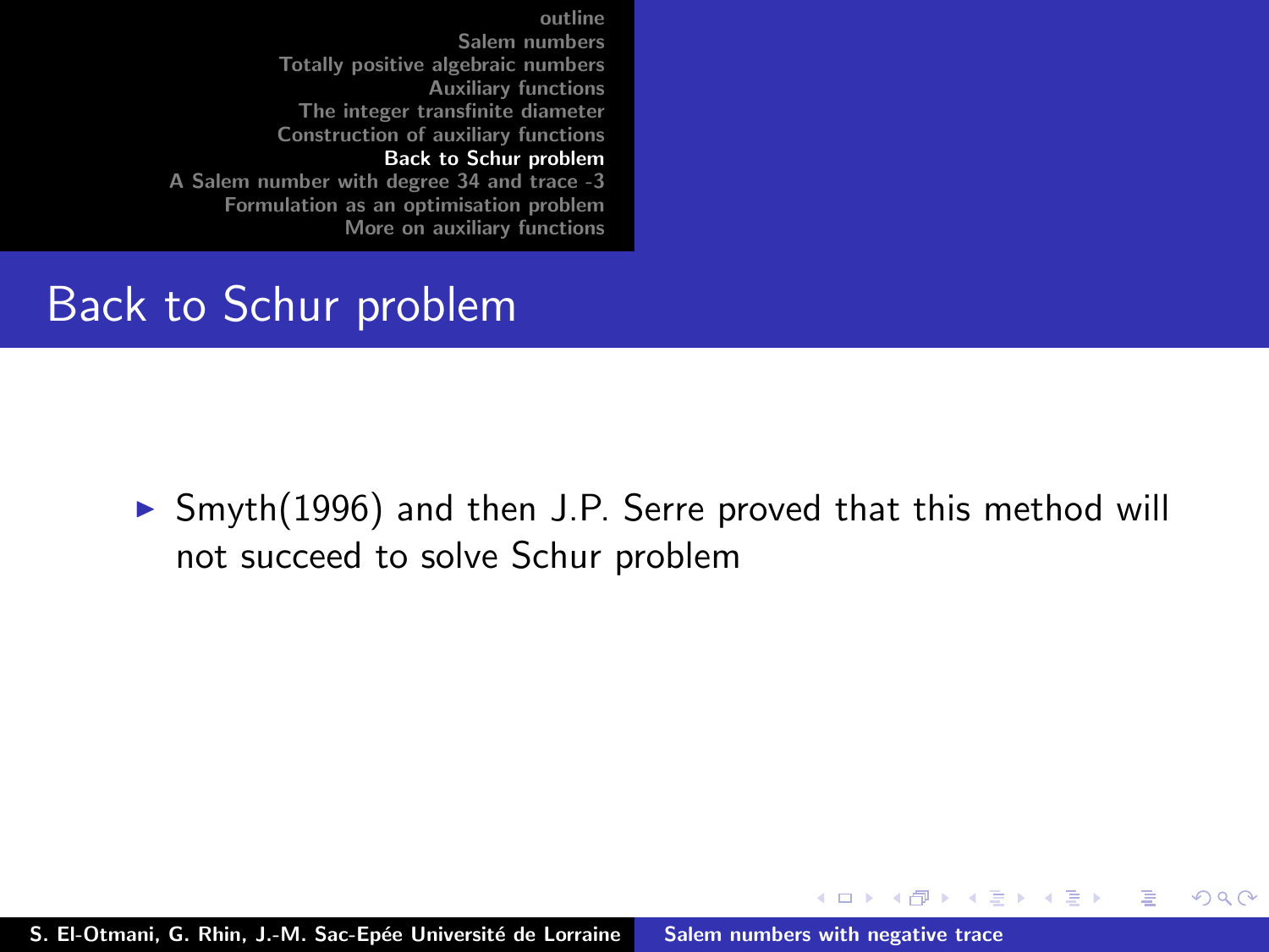# Back to Schur problem

- Smyth(1996) and then J.P. Serre proved that this method will not succeed to solve Schur problem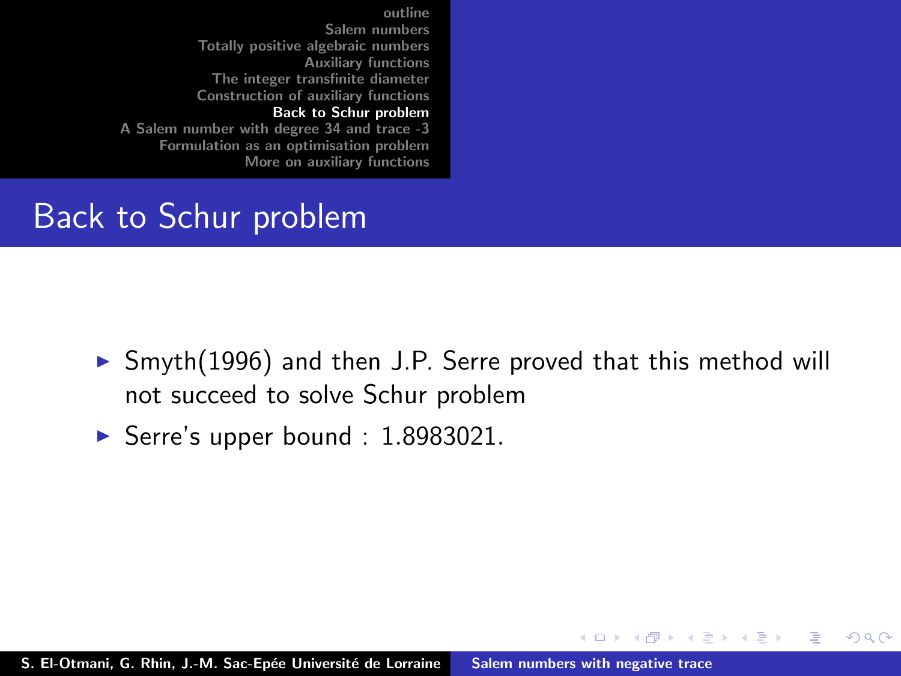# Back to Schur problem

- Smyth(1996) and then J.P. Serre proved that this method will not succeed to solve Schur problem
- Serre's upper bound : 1.8983021.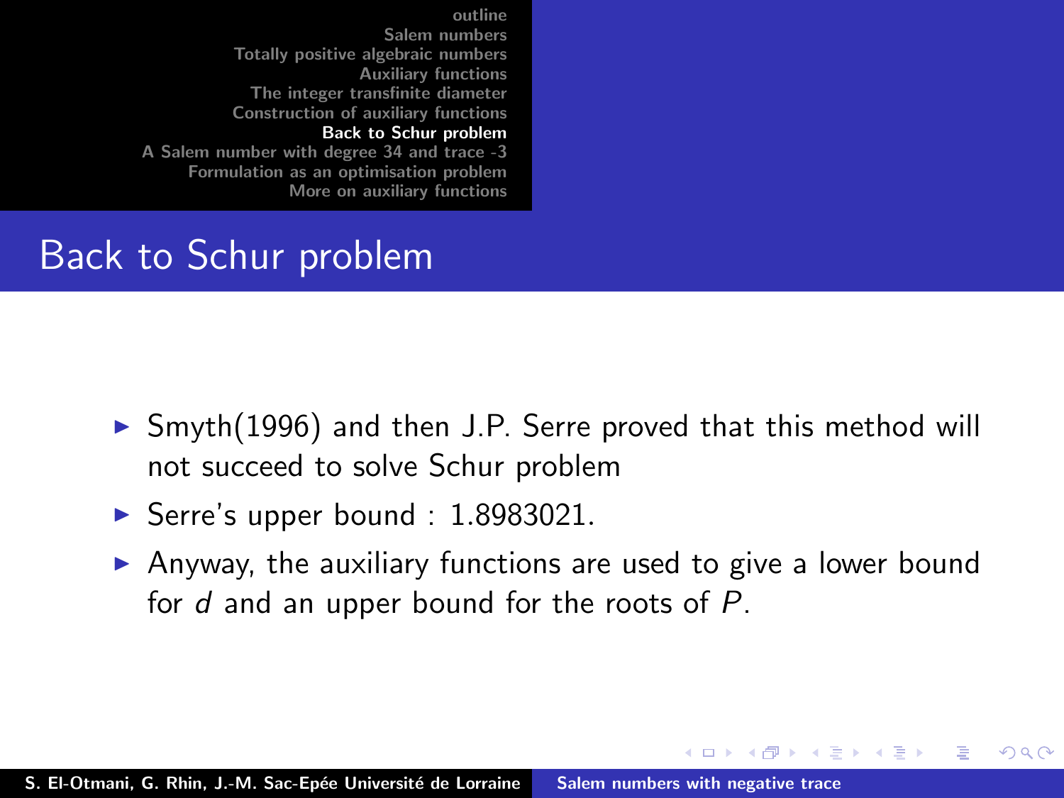# Back to Schur problem

- Smyth(1996) and then J.P. Serre proved that this method will not succeed to solve Schur problem
- Serre's upper bound : 1.8983021.
- Anyway, the auxiliary functions are used to give a lower bound for $d$ and an upper bound for the roots of $P$.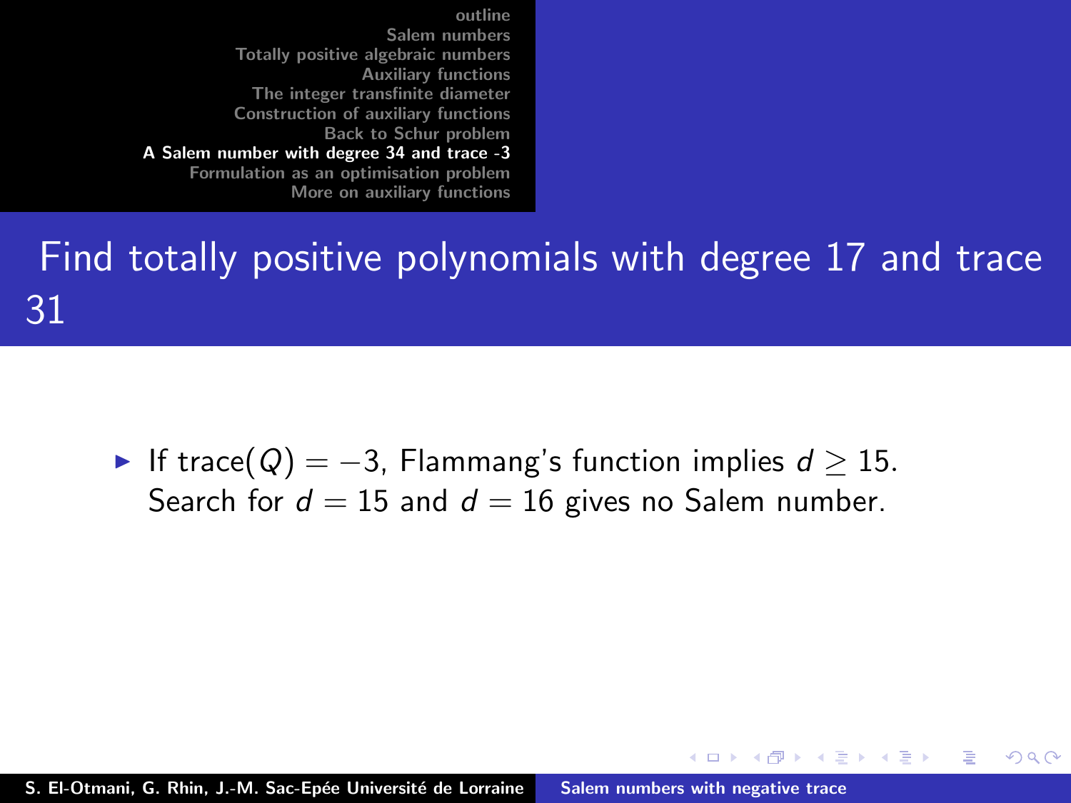## Find totally positive polynomials with degree 17 and trace 31

- If trace$(Q) = -3$, Flammang's function implies $d \geq 15$. Search for $d = 15$ and $d = 16$ gives no Salem number.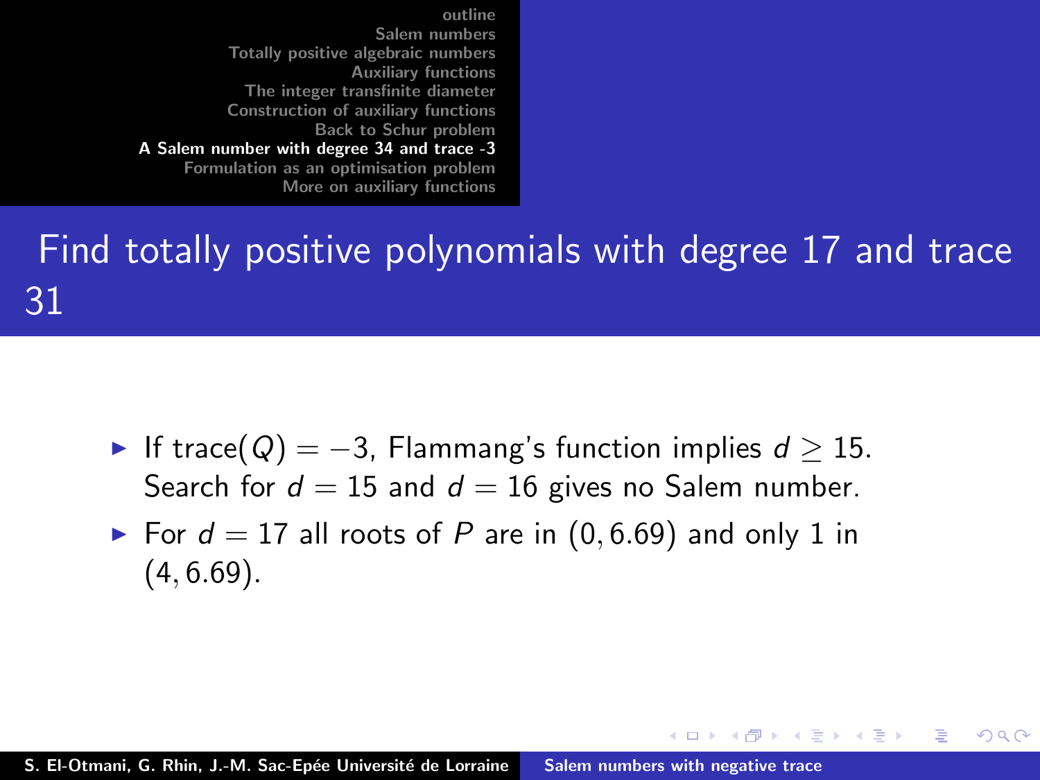# Find totally positive polynomials with degree 17 and trace 31

- If trace$(Q) = -3$, Flammang's function implies $d \geq 15$. Search for $d = 15$ and $d = 16$ gives no Salem number.
- For $d = 17$ all roots of $P$ are in $(0, 6.69)$ and only 1 in $(4, 6.69)$.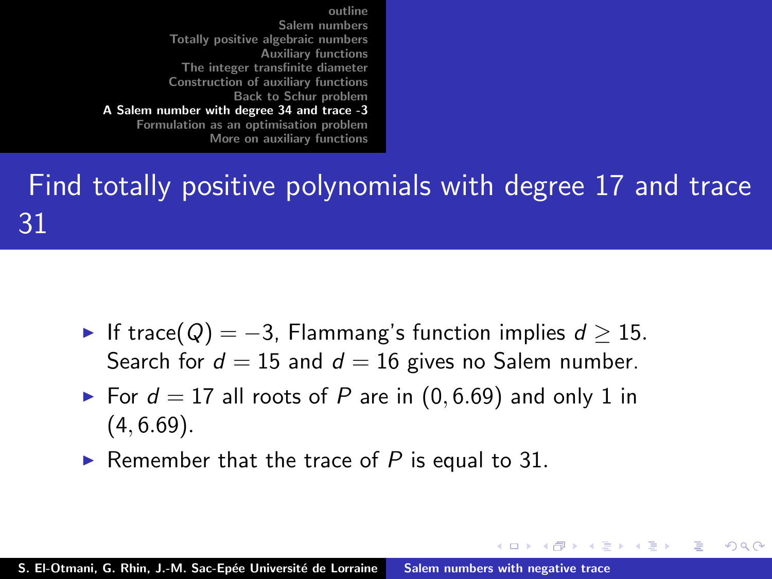# Find totally positive polynomials with degree 17 and trace 31

- If trace$(Q) = -3$, Flammang's function implies $d \geq 15$. Search for $d = 15$ and $d = 16$ gives no Salem number.
- For $d = 17$ all roots of $P$ are in $(0, 6.69)$ and only 1 in $(4, 6.69)$.
- Remember that the trace of $P$ is equal to 31.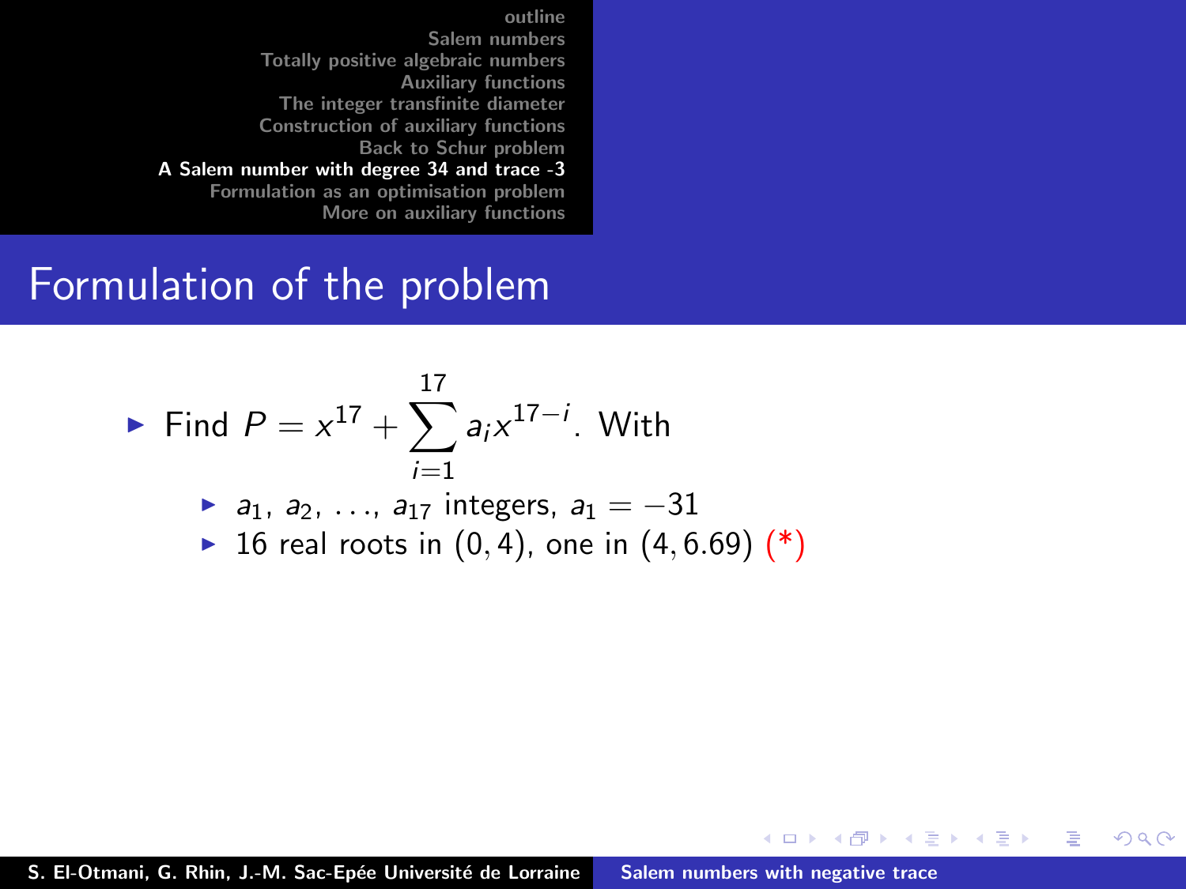## Formulation of the problem

- Find $P = x^{17} + \sum_{i=1}^{17} a_i x^{17-i}$. With
  - $a_1, a_2, \ldots, a_{17}$ integers, $a_1 = -31$
  - 16 real roots in $(0, 4)$, one in $(4, 6.69)$ (*)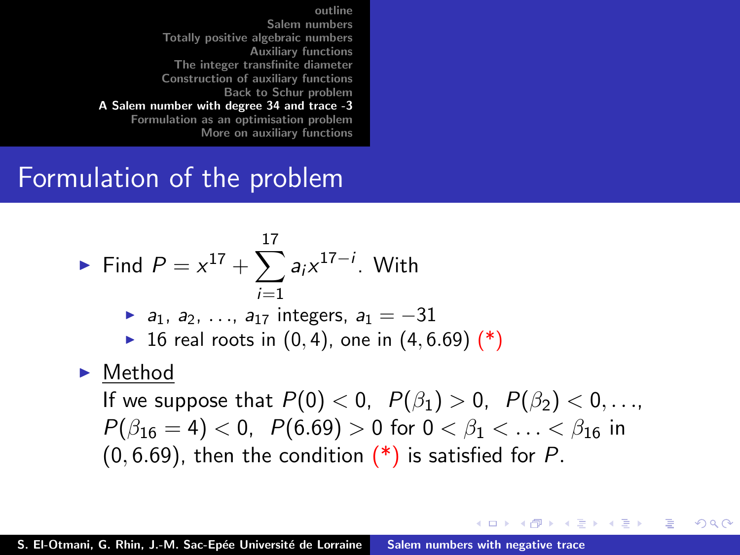## Formulation of the problem

- Find $P = x^{17} + \sum_{i=1}^{17} a_i x^{17-i}$. With
  - $a_1, a_2, \ldots, a_{17}$ integers, $a_1 = -31$
  - 16 real roots in $(0, 4)$, one in $(4, 6.69)$ (*)
- Method

  If we suppose that $P(0) < 0$, $P(\beta_1) > 0$, $P(\beta_2) < 0, \ldots$, $P(\beta_{16} = 4) < 0$, $P(6.69) > 0$ for $0 < \beta_1 < \ldots < \beta_{16}$ in $(0, 6.69)$, then the condition (*) is satisfied for $P$.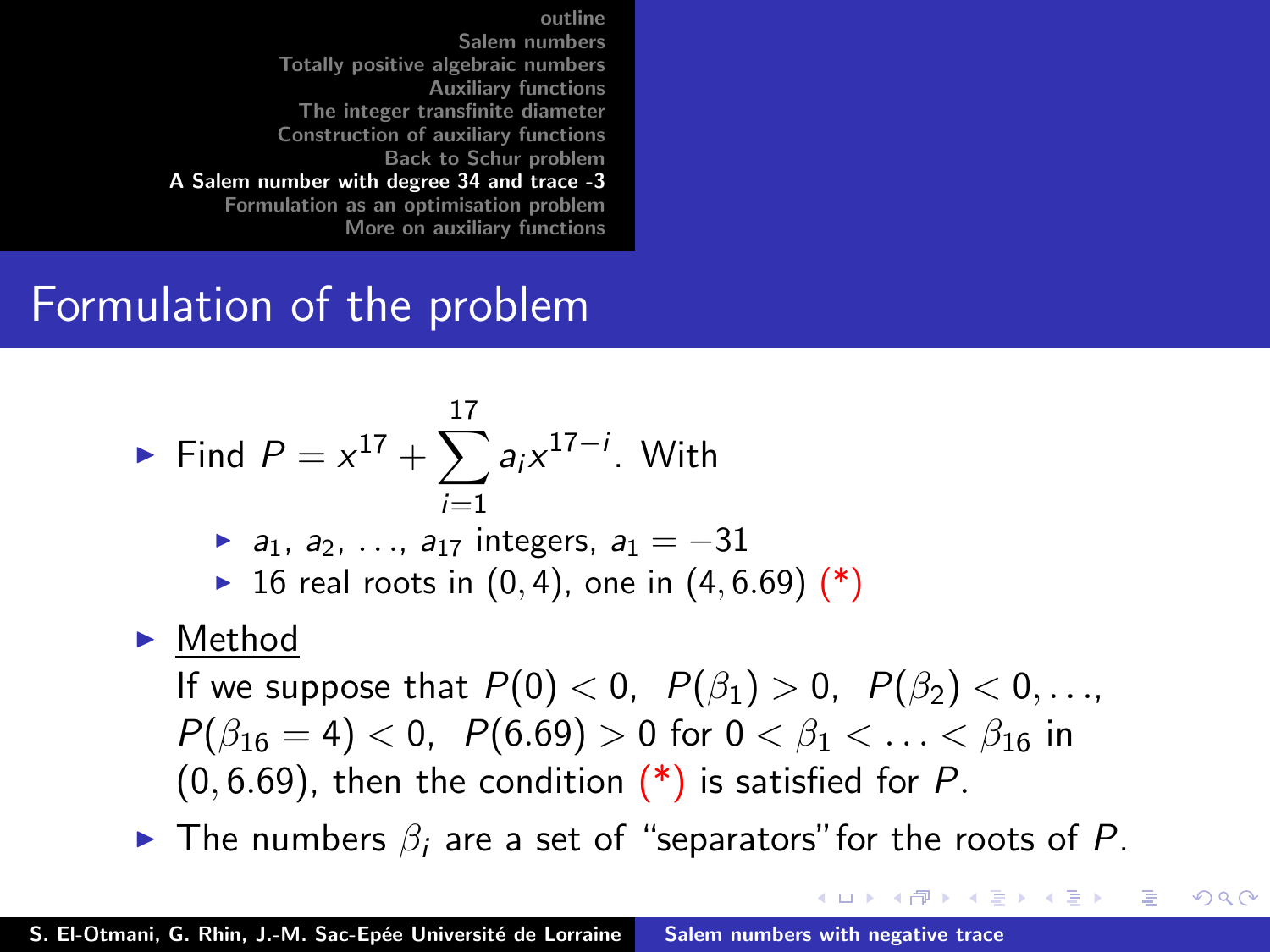## Formulation of the problem

- Find $P = x^{17} + \sum_{i=1}^{17} a_i x^{17-i}$. With
  - $a_1, a_2, \ldots, a_{17}$ integers, $a_1 = -31$
  - 16 real roots in $(0, 4)$, one in $(4, 6.69)$ (*)
- Method

  If we suppose that $P(0) < 0$, $P(\beta_1) > 0$, $P(\beta_2) < 0, \ldots$, $P(\beta_{16} = 4) < 0$, $P(6.69) > 0$ for $0 < \beta_1 < \ldots < \beta_{16}$ in $(0, 6.69)$, then the condition (*) is satisfied for $P$.
- The numbers $\beta_i$ are a set of "separators" for the roots of $P$.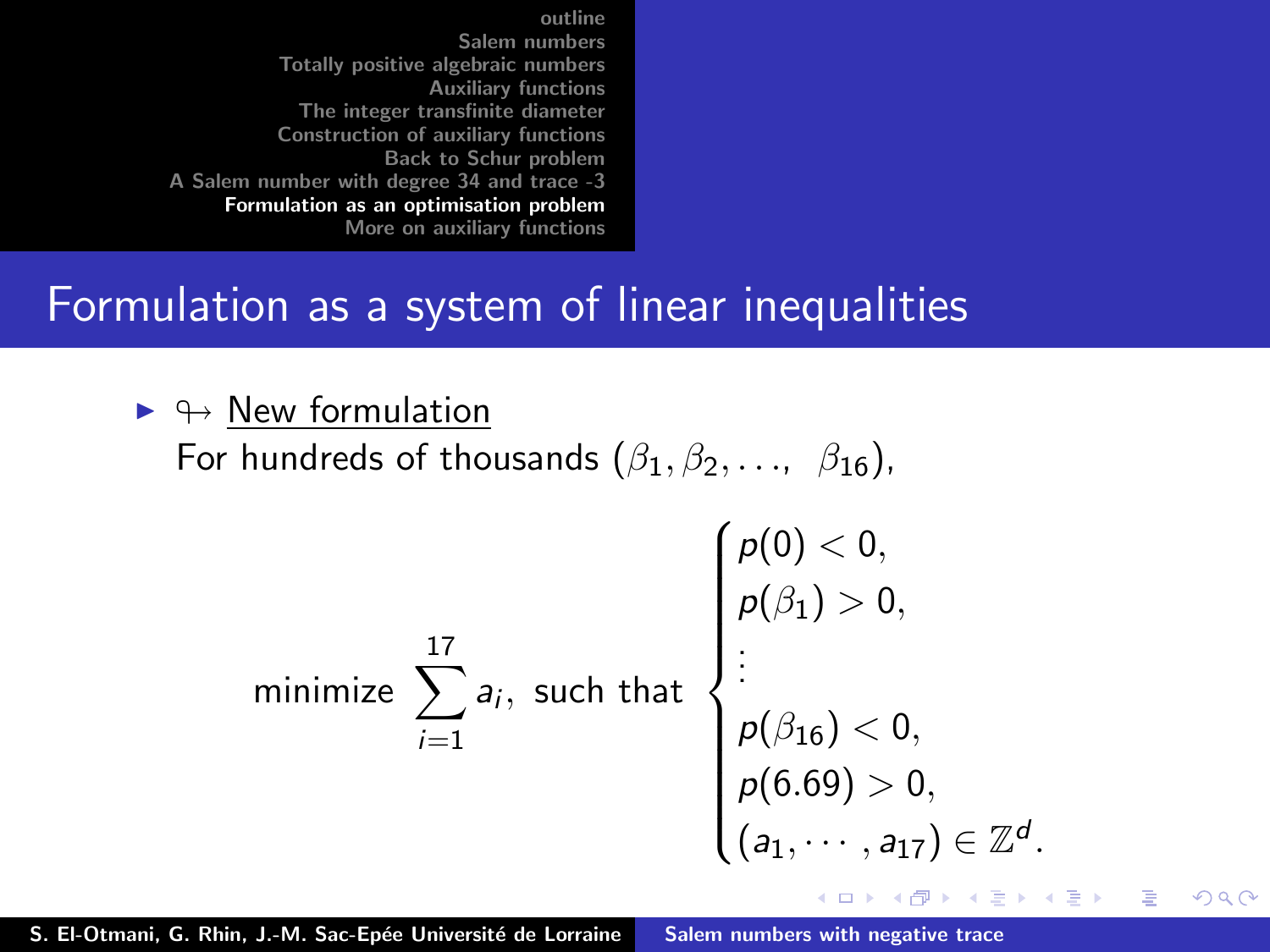# Formulation as a system of linear inequalities

- $\looparrowright$ <u>New formulation</u>

  For hundreds of thousands $(\beta_1, \beta_2, \ldots, \ \beta_{16})$,

$$\text{minimize } \sum_{i=1}^{17} a_i, \text{ such that } \begin{cases} p(0) < 0, \\ p(\beta_1) > 0, \\ \vdots \\ p(\beta_{16}) < 0, \\ p(6.69) > 0, \\ (a_1, \cdots, a_{17}) \in \mathbb{Z}^d. \end{cases}$$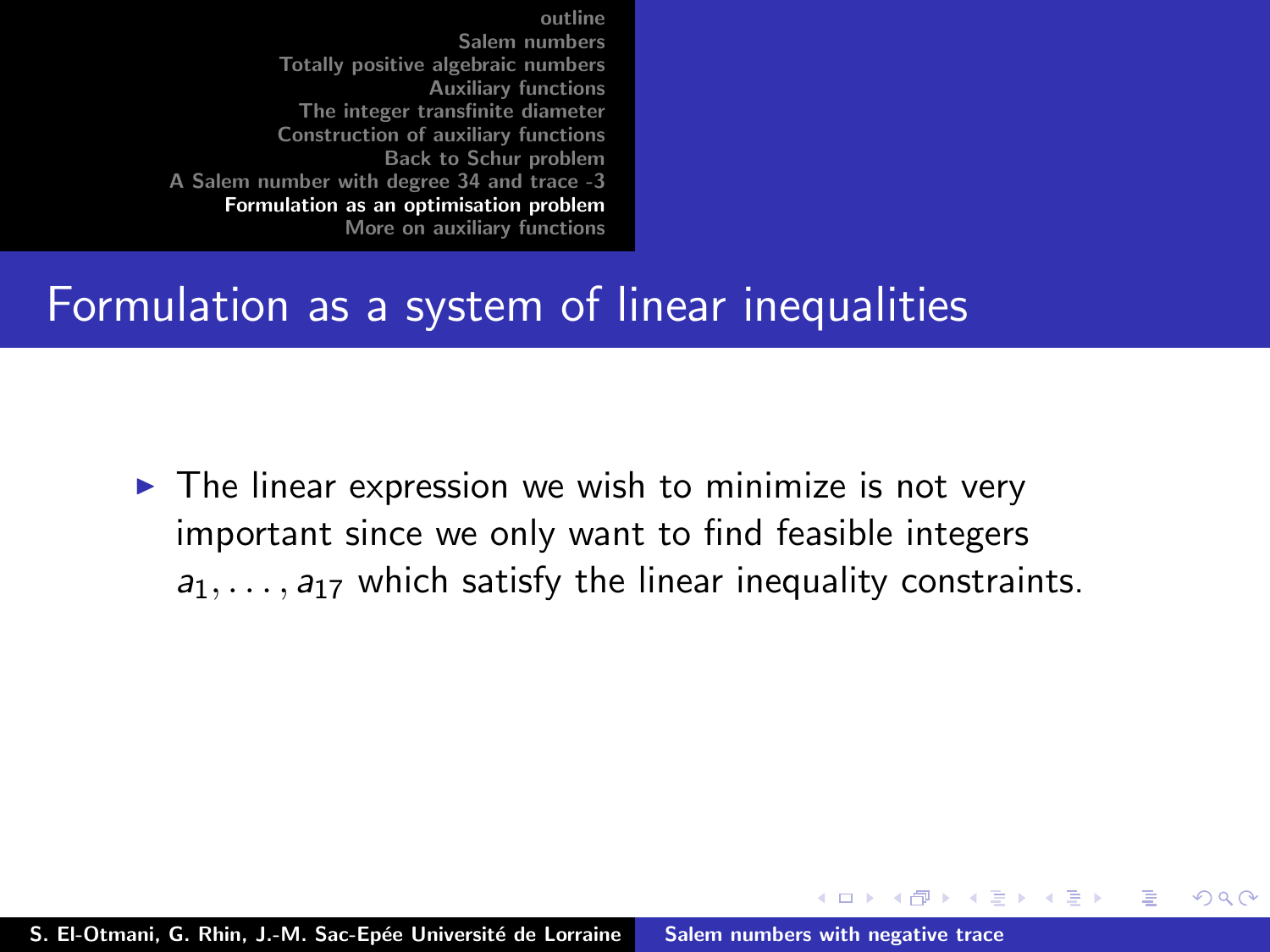# Formulation as a system of linear inequalities

- The linear expression we wish to minimize is not very important since we only want to find feasible integers $a_1, \ldots, a_{17}$ which satisfy the linear inequality constraints.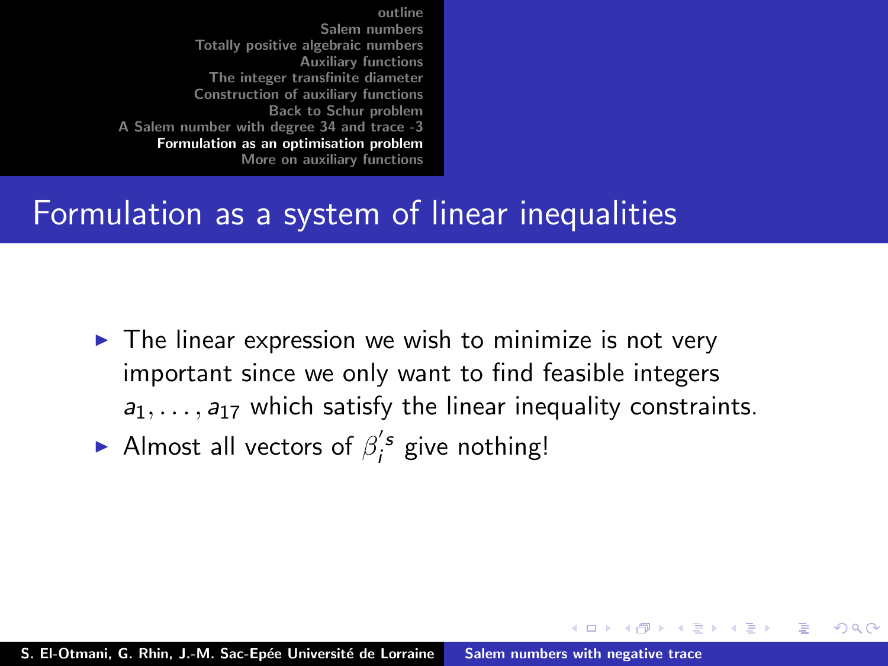# Formulation as a system of linear inequalities

- The linear expression we wish to minimize is not very important since we only want to find feasible integers $a_1, \ldots, a_{17}$ which satisfy the linear inequality constraints.
- Almost all vectors of $\beta_i'^s$ give nothing!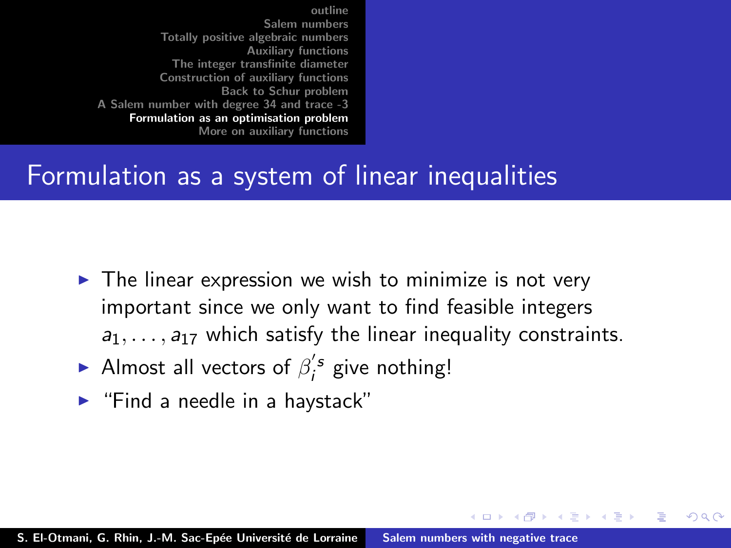## Formulation as a system of linear inequalities

- The linear expression we wish to minimize is not very important since we only want to find feasible integers $a_1, \ldots, a_{17}$ which satisfy the linear inequality constraints.
- Almost all vectors of $\beta_i^{\prime s}$ give nothing!
- "Find a needle in a haystack"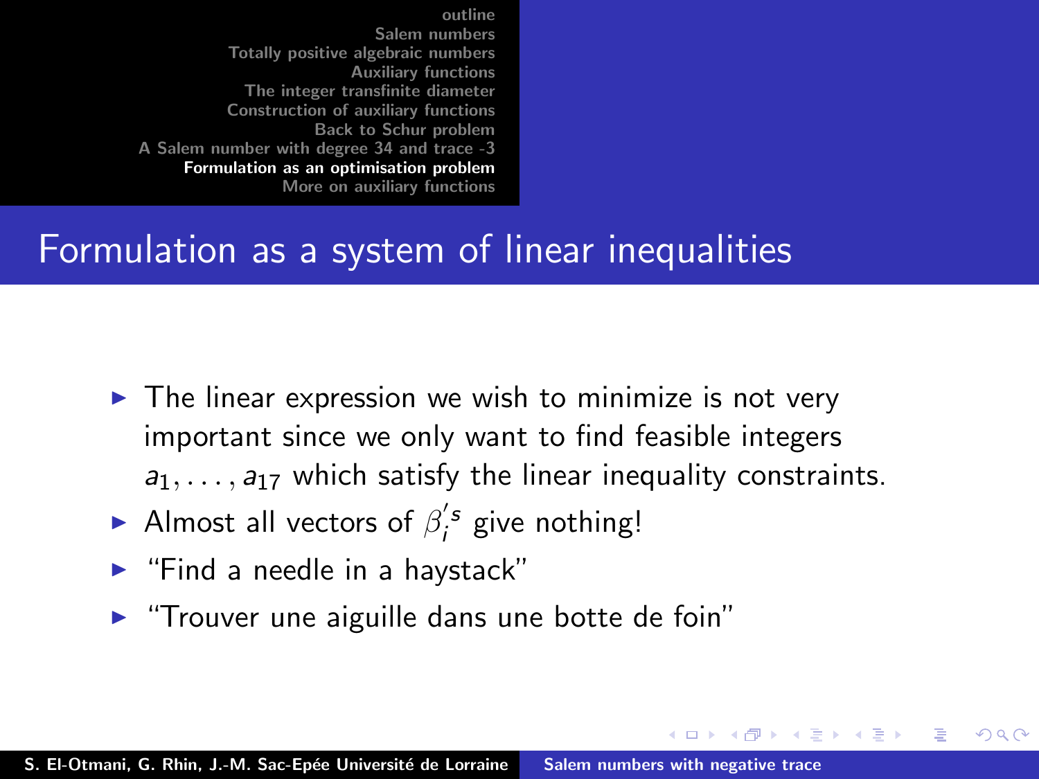## Formulation as a system of linear inequalities

- The linear expression we wish to minimize is not very important since we only want to find feasible integers $a_1, \ldots, a_{17}$ which satisfy the linear inequality constraints.
- Almost all vectors of $\beta_i^{'s}$ give nothing!
- "Find a needle in a haystack"
- "Trouver une aiguille dans une botte de foin"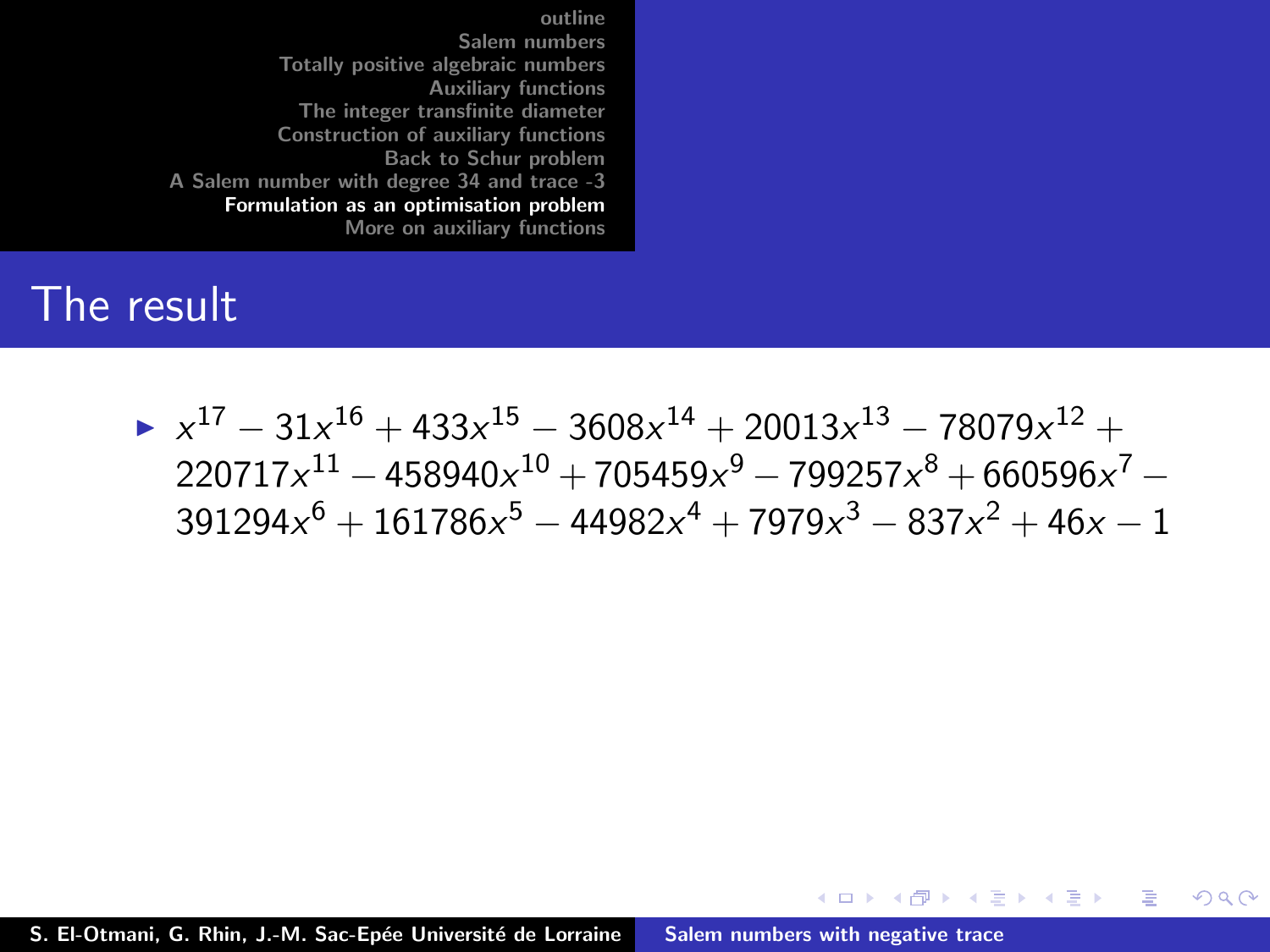## The result

- $x^{17} - 31x^{16} + 433x^{15} - 3608x^{14} + 20013x^{13} - 78079x^{12} + 220717x^{11} - 458940x^{10} + 705459x^{9} - 799257x^{8} + 660596x^{7} - 391294x^{6} + 161786x^{5} - 44982x^{4} + 7979x^{3} - 837x^{2} + 46x - 1$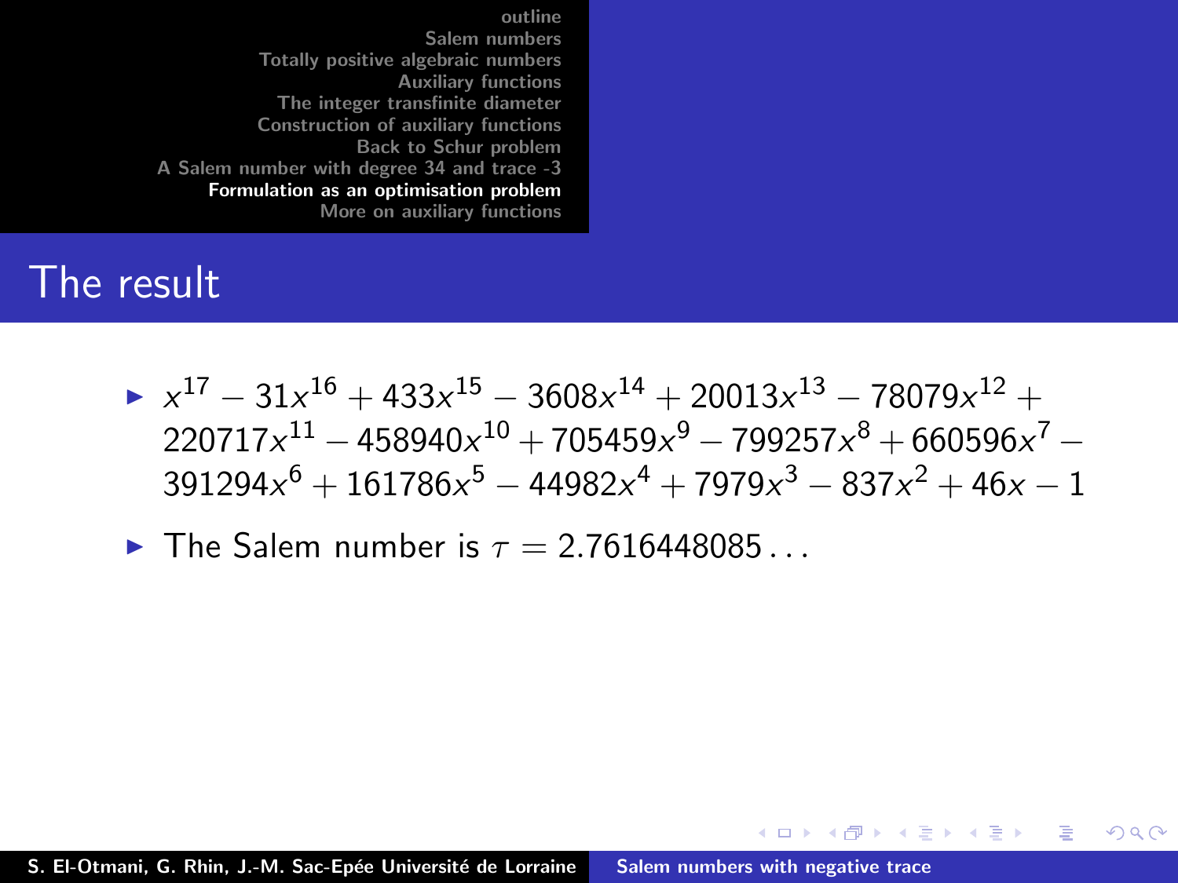## The result

- $x^{17} - 31x^{16} + 433x^{15} - 3608x^{14} + 20013x^{13} - 78079x^{12} + 220717x^{11} - 458940x^{10} + 705459x^{9} - 799257x^{8} + 660596x^{7} - 391294x^{6} + 161786x^{5} - 44982x^{4} + 7979x^{3} - 837x^{2} + 46x - 1$
- The Salem number is $\tau = 2.7616448085\ldots$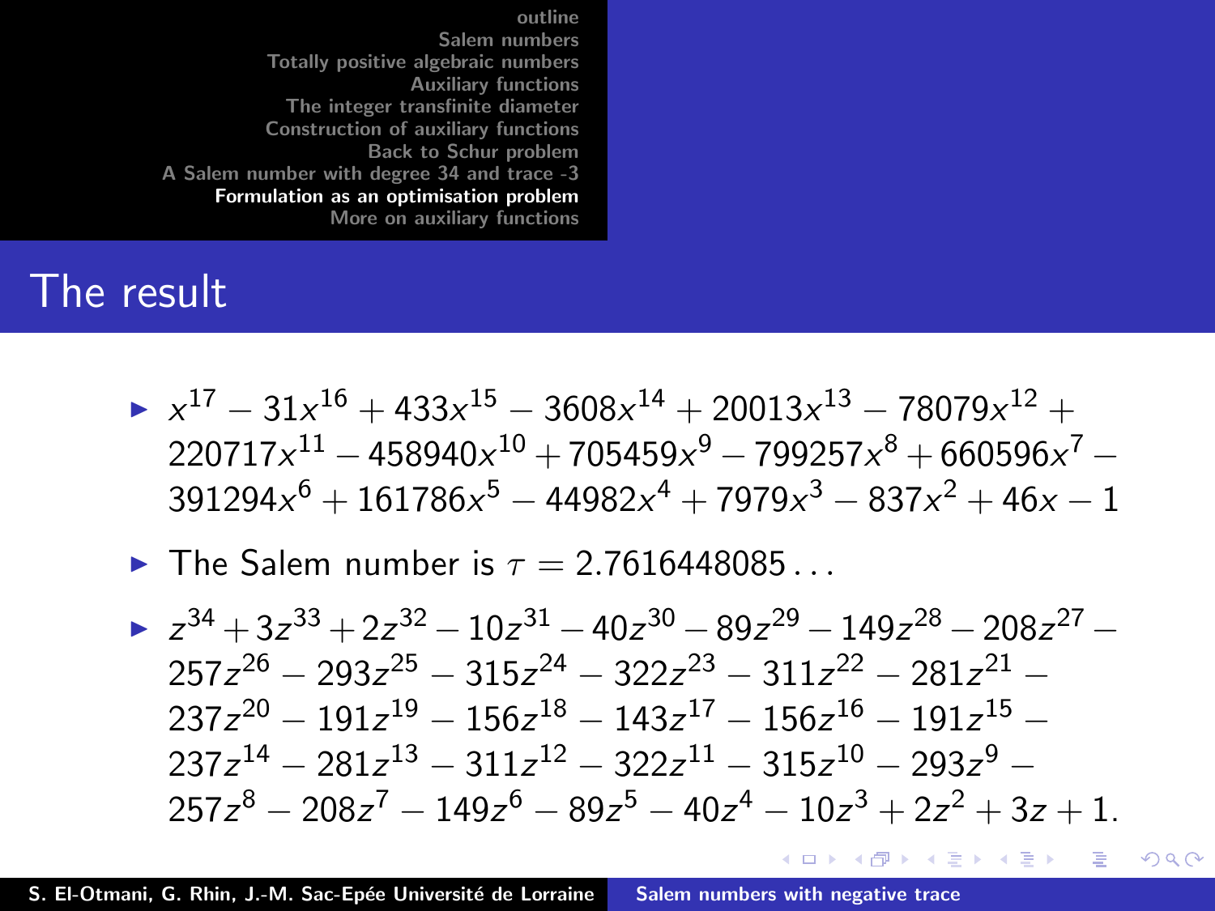## The result

- $x^{17} - 31x^{16} + 433x^{15} - 3608x^{14} + 20013x^{13} - 78079x^{12} + 220717x^{11} - 458940x^{10} + 705459x^{9} - 799257x^{8} + 660596x^{7} - 391294x^{6} + 161786x^{5} - 44982x^{4} + 7979x^{3} - 837x^{2} + 46x - 1$
- The Salem number is $\tau = 2.7616448085\ldots$
- $z^{34} + 3z^{33} + 2z^{32} - 10z^{31} - 40z^{30} - 89z^{29} - 149z^{28} - 208z^{27} - 257z^{26} - 293z^{25} - 315z^{24} - 322z^{23} - 311z^{22} - 281z^{21} - 237z^{20} - 191z^{19} - 156z^{18} - 143z^{17} - 156z^{16} - 191z^{15} - 237z^{14} - 281z^{13} - 311z^{12} - 322z^{11} - 315z^{10} - 293z^{9} - 257z^{8} - 208z^{7} - 149z^{6} - 89z^{5} - 40z^{4} - 10z^{3} + 2z^{2} + 3z + 1.$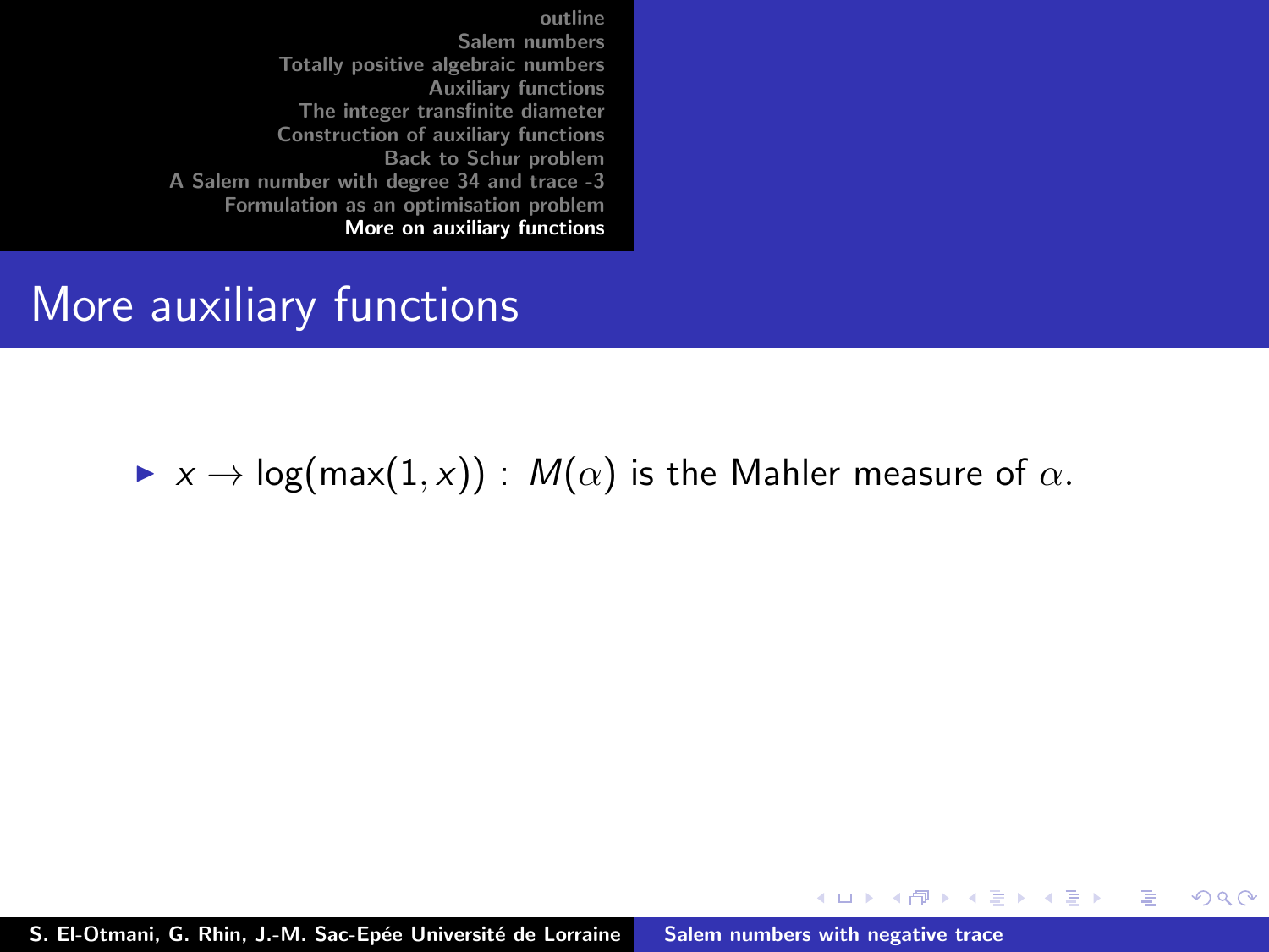## More auxiliary functions

- $x \to \log(\max(1, x))$ : $M(\alpha)$ is the Mahler measure of $\alpha$.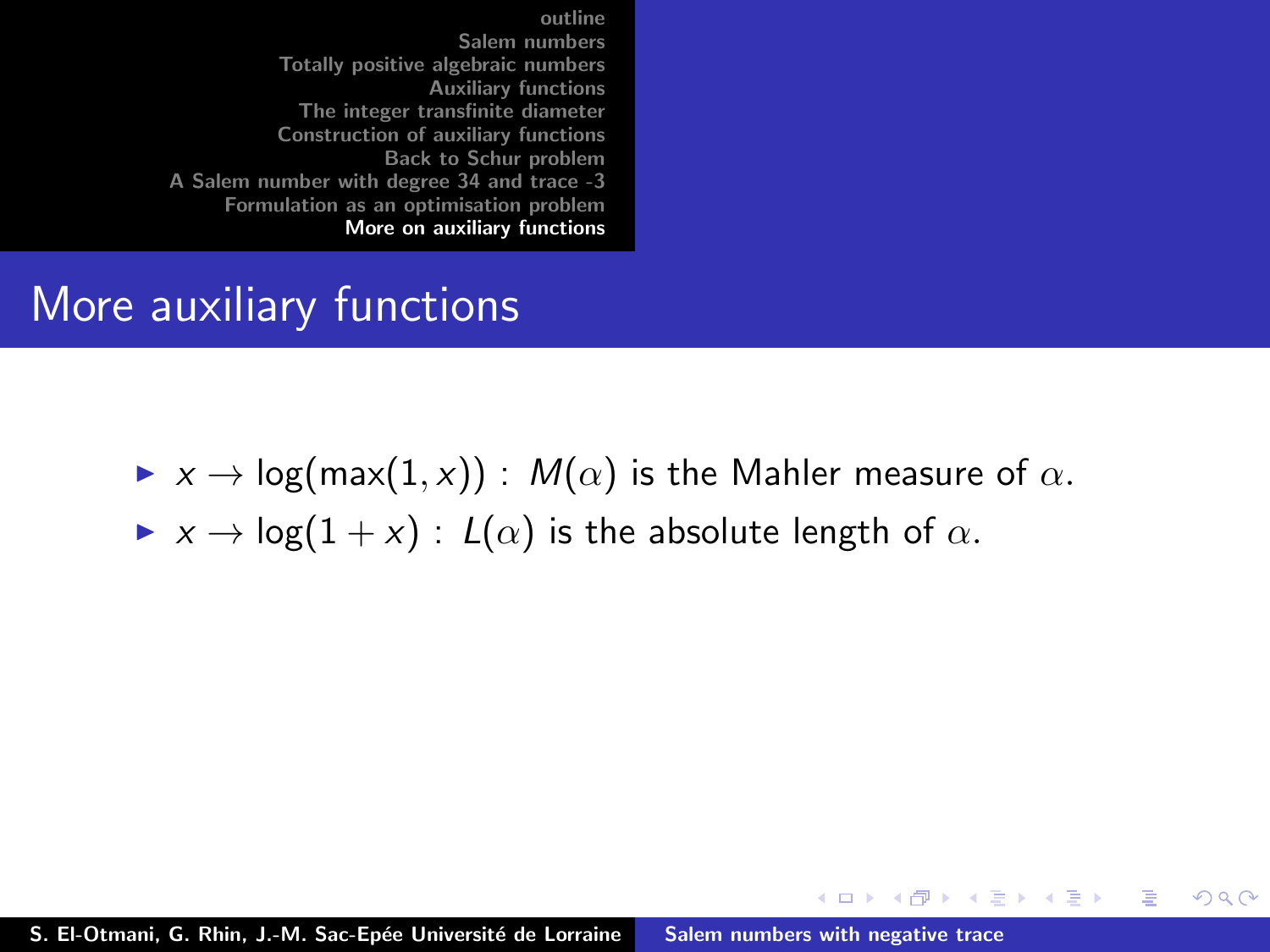## More auxiliary functions

- $x \to \log(\max(1, x))$ : $M(\alpha)$ is the Mahler measure of $\alpha$.
- $x \to \log(1 + x)$ : $L(\alpha)$ is the absolute length of $\alpha$.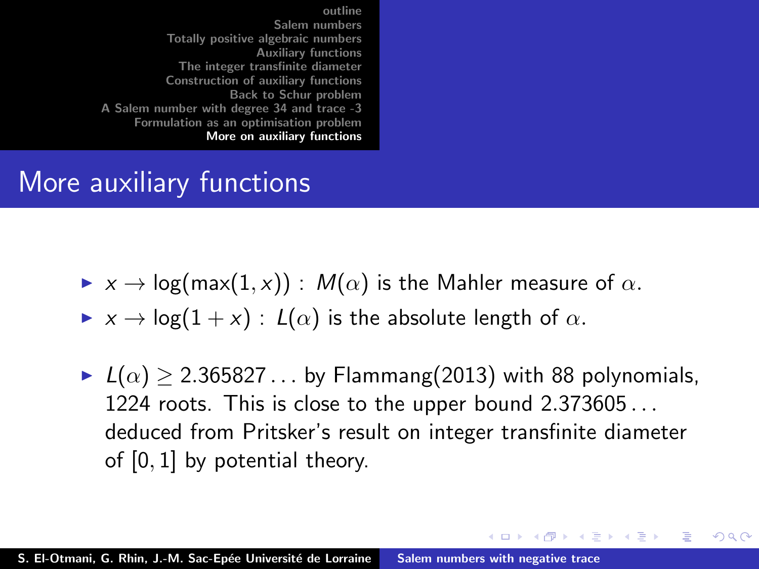## More auxiliary functions

- $x \to \log(\max(1, x))$ : $M(\alpha)$ is the Mahler measure of $\alpha$.
- $x \to \log(1 + x)$ : $L(\alpha)$ is the absolute length of $\alpha$.

- $L(\alpha) \geq 2.365827\ldots$ by Flammang(2013) with 88 polynomials, 1224 roots. This is close to the upper bound $2.373605\ldots$ deduced from Pritsker's result on integer transfinite diameter of $[0, 1]$ by potential theory.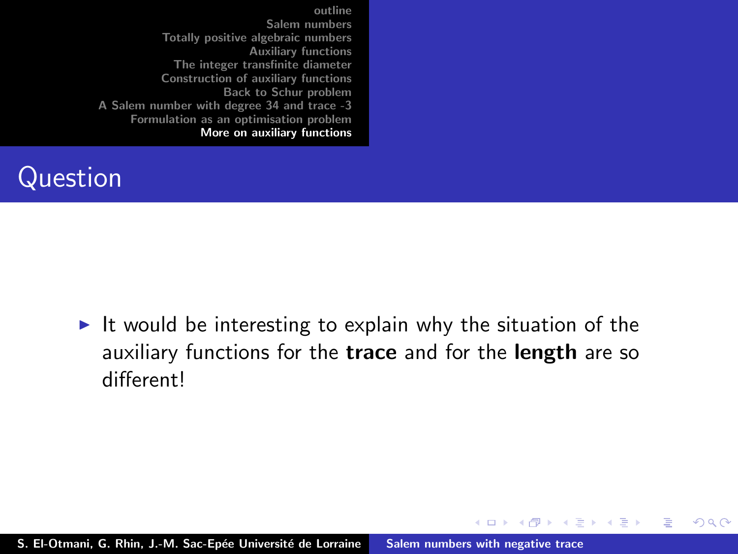## Question

- It would be interesting to explain why the situation of the auxiliary functions for the **trace** and for the **length** are so different!